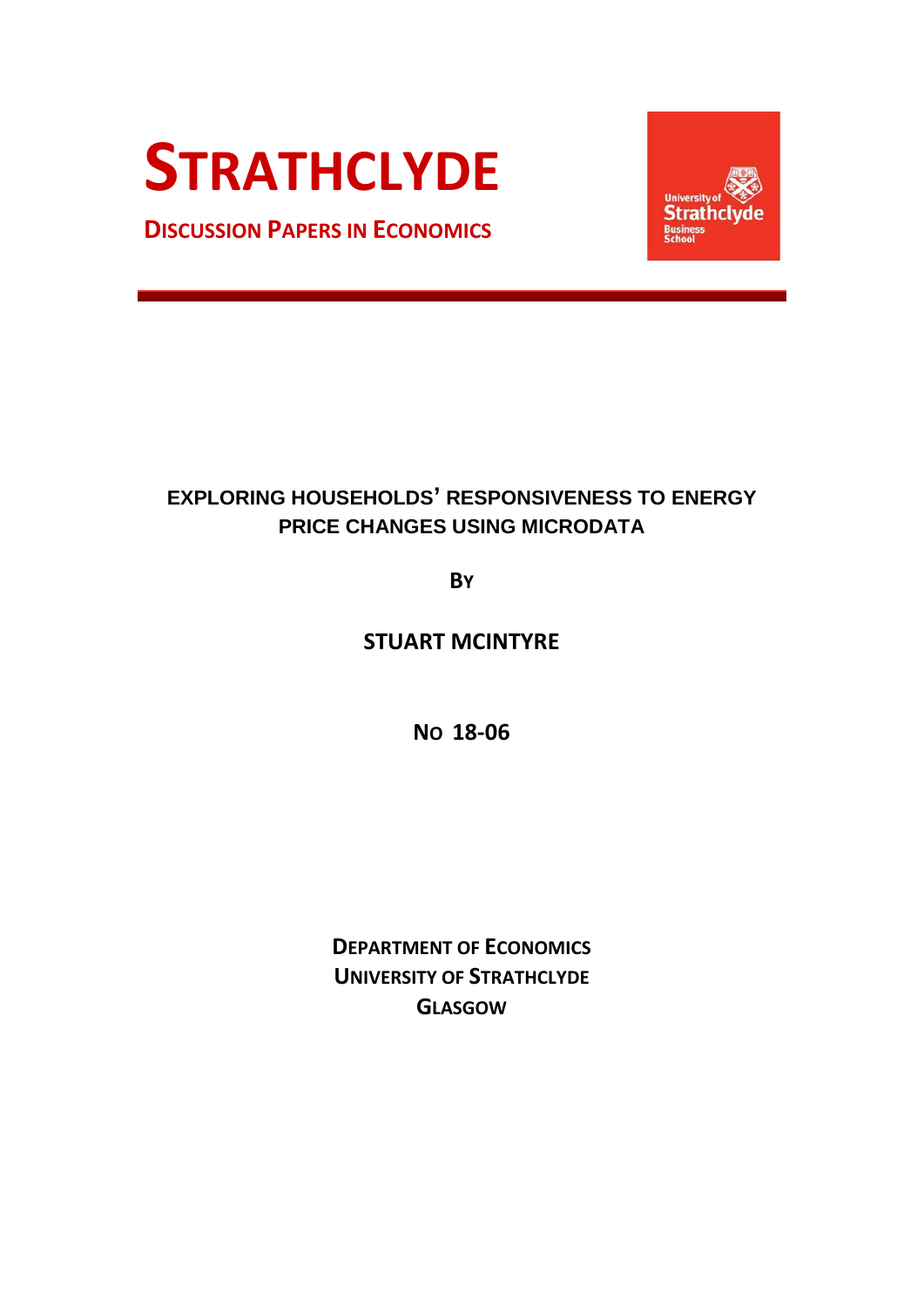# STRATHCLYDE

## DISCUSSION PAPERS IN ECONOMICS

University of Strathclyde Business School

### EXPLORING HOUSEHOLDS' RESPONSIVENESS TO ENERGY PRICE CHANGES USING MICRODATA

BY

STUART MCINTYRE

NO 18-06

DEPARTMENT OF ECONOMICS
UNIVERSITY OF STRATHCLYDE
GLASGOW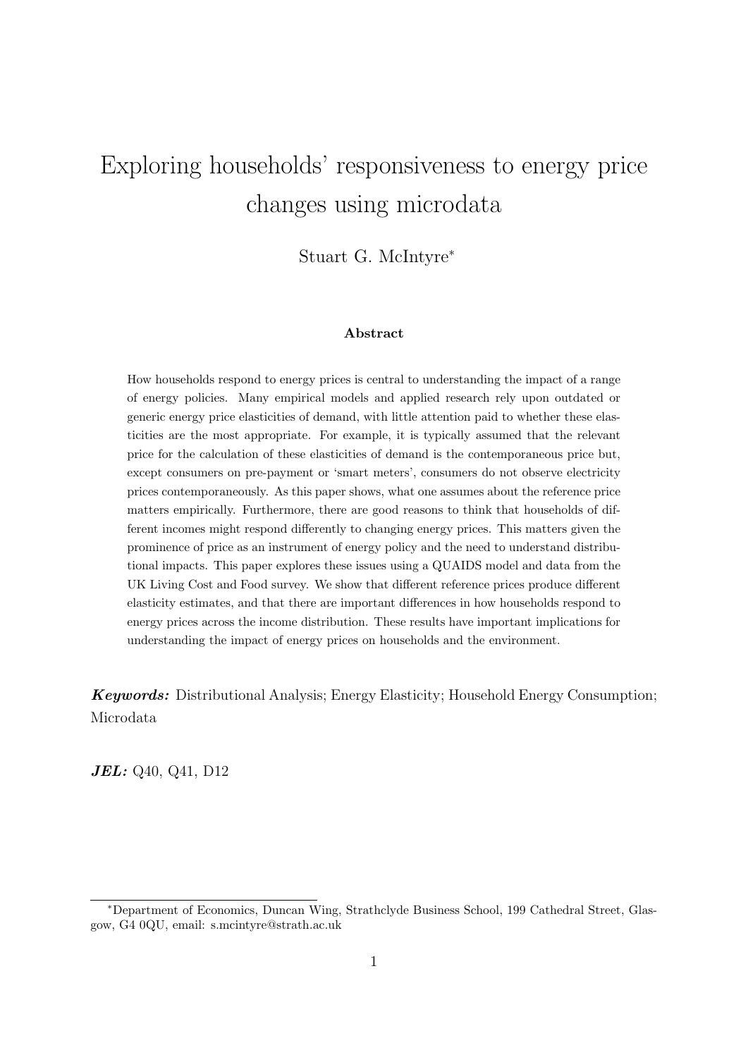# Exploring households' responsiveness to energy price changes using microdata

Stuart G. McIntyre[*]

### Abstract

How households respond to energy prices is central to understanding the impact of a range of energy policies. Many empirical models and applied research rely upon outdated or generic energy price elasticities of demand, with little attention paid to whether these elasticities are the most appropriate. For example, it is typically assumed that the relevant price for the calculation of these elasticities of demand is the contemporaneous price but, except consumers on pre-payment or 'smart meters', consumers do not observe electricity prices contemporaneously. As this paper shows, what one assumes about the reference price matters empirically. Furthermore, there are good reasons to think that households of different incomes might respond differently to changing energy prices. This matters given the prominence of price as an instrument of energy policy and the need to understand distributional impacts. This paper explores these issues using a QUAIDS model and data from the UK Living Cost and Food survey. We show that different reference prices produce different elasticity estimates, and that there are important differences in how households respond to energy prices across the income distribution. These results have important implications for understanding the impact of energy prices on households and the environment.

***Keywords:*** Distributional Analysis; Energy Elasticity; Household Energy Consumption; Microdata

***JEL:*** Q40, Q41, D12

[*]Department of Economics, Duncan Wing, Strathclyde Business School, 199 Cathedral Street, Glasgow, G4 0QU, email: s.mcintyre@strath.ac.uk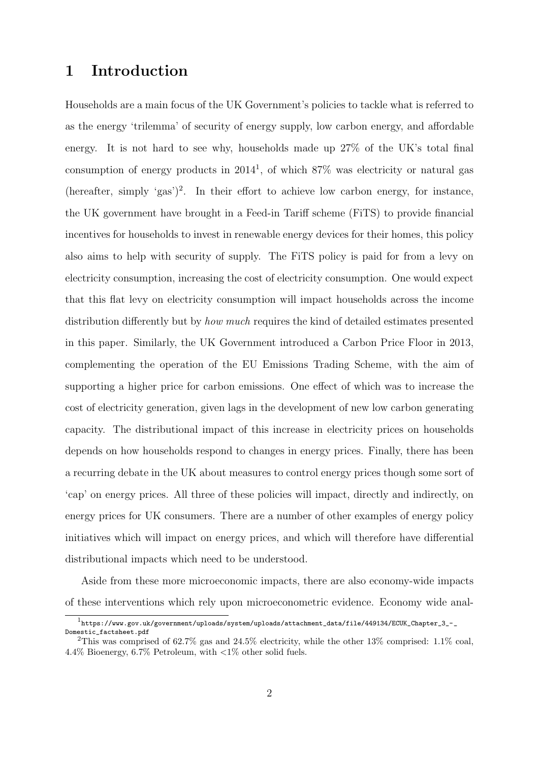# 1 Introduction

Households are a main focus of the UK Government's policies to tackle what is referred to as the energy 'trilemma' of security of energy supply, low carbon energy, and affordable energy. It is not hard to see why, households made up 27% of the UK's total final consumption of energy products in 2014[1], of which 87% was electricity or natural gas (hereafter, simply 'gas')[2]. In their effort to achieve low carbon energy, for instance, the UK government have brought in a Feed-in Tariff scheme (FiTS) to provide financial incentives for households to invest in renewable energy devices for their homes, this policy also aims to help with security of supply. The FiTS policy is paid for from a levy on electricity consumption, increasing the cost of electricity consumption. One would expect that this flat levy on electricity consumption will impact households across the income distribution differently but by *how much* requires the kind of detailed estimates presented in this paper. Similarly, the UK Government introduced a Carbon Price Floor in 2013, complementing the operation of the EU Emissions Trading Scheme, with the aim of supporting a higher price for carbon emissions. One effect of which was to increase the cost of electricity generation, given lags in the development of new low carbon generating capacity. The distributional impact of this increase in electricity prices on households depends on how households respond to changes in energy prices. Finally, there has been a recurring debate in the UK about measures to control energy prices though some sort of 'cap' on energy prices. All three of these policies will impact, directly and indirectly, on energy prices for UK consumers. There are a number of other examples of energy policy initiatives which will impact on energy prices, and which will therefore have differential distributional impacts which need to be understood.

Aside from these more microeconomic impacts, there are also economy-wide impacts of these interventions which rely upon microeconometric evidence. Economy wide anal-

[1] `https://www.gov.uk/government/uploads/system/uploads/attachment_data/file/449134/ECUK_Chapter_3_-_Domestic_factsheet.pdf`

[2] This was comprised of 62.7% gas and 24.5% electricity, while the other 13% comprised: 1.1% coal, 4.4% Bioenergy, 6.7% Petroleum, with <1% other solid fuels.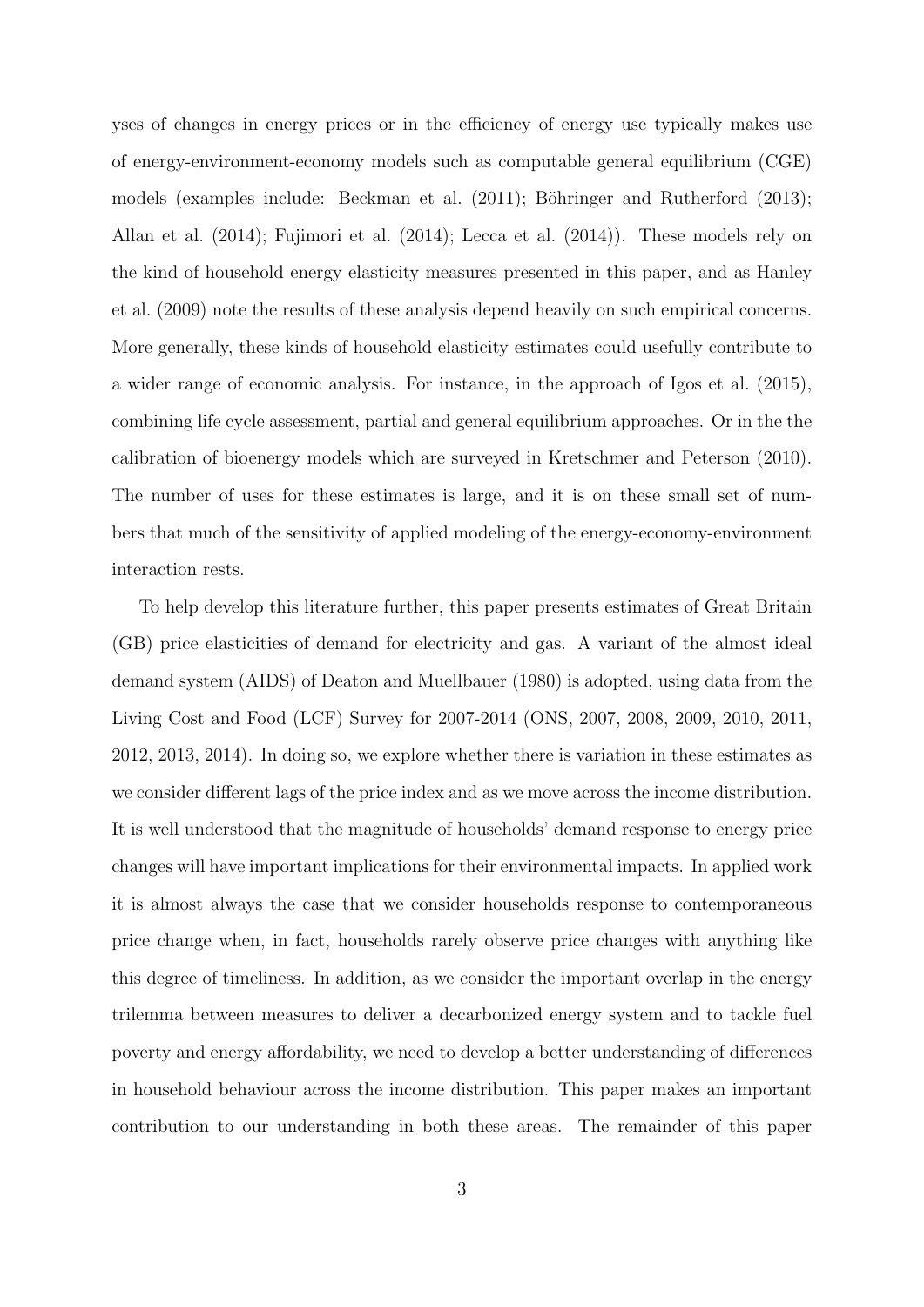yses of changes in energy prices or in the efficiency of energy use typically makes use of energy-environment-economy models such as computable general equilibrium (CGE) models (examples include: Beckman et al. (2011); Böhringer and Rutherford (2013); Allan et al. (2014); Fujimori et al. (2014); Lecca et al. (2014)). These models rely on the kind of household energy elasticity measures presented in this paper, and as Hanley et al. (2009) note the results of these analysis depend heavily on such empirical concerns. More generally, these kinds of household elasticity estimates could usefully contribute to a wider range of economic analysis. For instance, in the approach of Igos et al. (2015), combining life cycle assessment, partial and general equilibrium approaches. Or in the the calibration of bioenergy models which are surveyed in Kretschmer and Peterson (2010). The number of uses for these estimates is large, and it is on these small set of numbers that much of the sensitivity of applied modeling of the energy-economy-environment interaction rests.

To help develop this literature further, this paper presents estimates of Great Britain (GB) price elasticities of demand for electricity and gas. A variant of the almost ideal demand system (AIDS) of Deaton and Muellbauer (1980) is adopted, using data from the Living Cost and Food (LCF) Survey for 2007-2014 (ONS, 2007, 2008, 2009, 2010, 2011, 2012, 2013, 2014). In doing so, we explore whether there is variation in these estimates as we consider different lags of the price index and as we move across the income distribution. It is well understood that the magnitude of households' demand response to energy price changes will have important implications for their environmental impacts. In applied work it is almost always the case that we consider households response to contemporaneous price change when, in fact, households rarely observe price changes with anything like this degree of timeliness. In addition, as we consider the important overlap in the energy trilemma between measures to deliver a decarbonized energy system and to tackle fuel poverty and energy affordability, we need to develop a better understanding of differences in household behaviour across the income distribution. This paper makes an important contribution to our understanding in both these areas. The remainder of this paper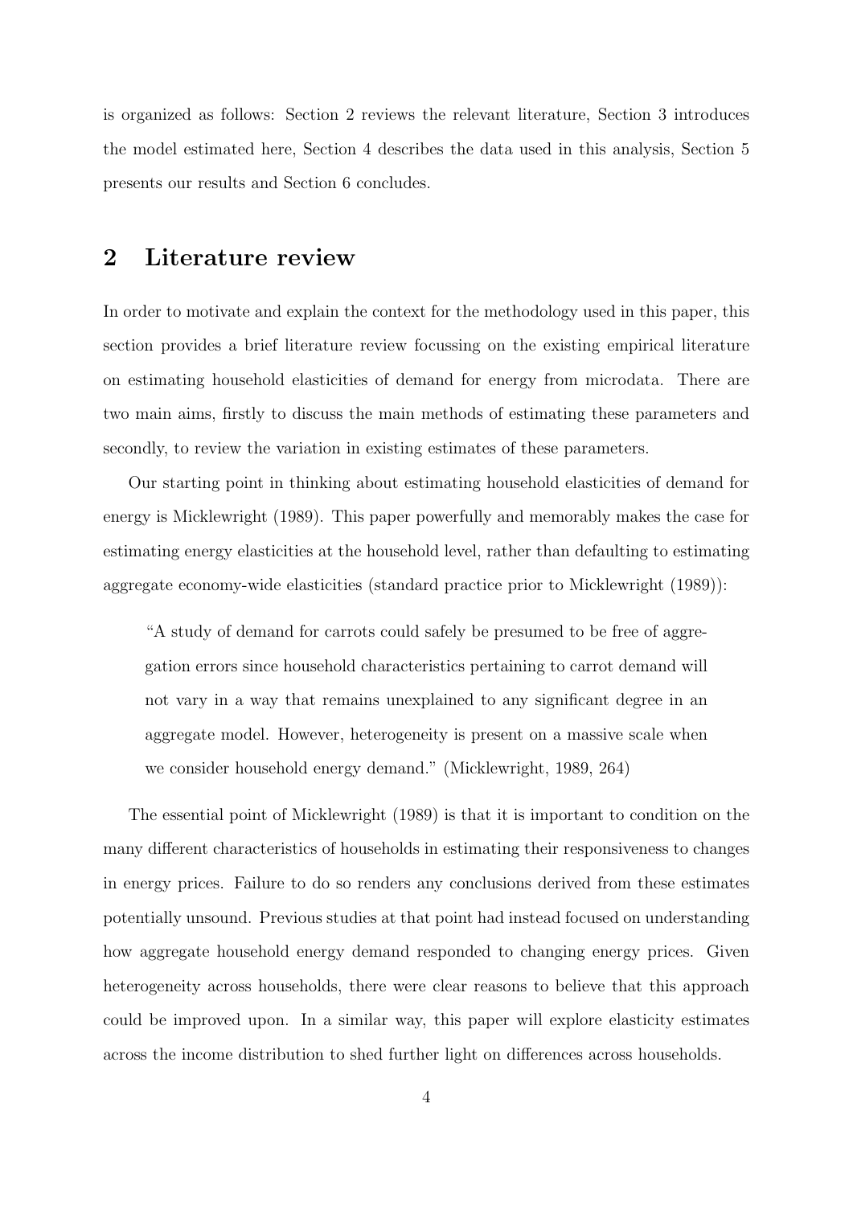is organized as follows: Section 2 reviews the relevant literature, Section 3 introduces the model estimated here, Section 4 describes the data used in this analysis, Section 5 presents our results and Section 6 concludes.

## 2 Literature review

In order to motivate and explain the context for the methodology used in this paper, this section provides a brief literature review focussing on the existing empirical literature on estimating household elasticities of demand for energy from microdata. There are two main aims, firstly to discuss the main methods of estimating these parameters and secondly, to review the variation in existing estimates of these parameters.

Our starting point in thinking about estimating household elasticities of demand for energy is Micklewright (1989). This paper powerfully and memorably makes the case for estimating energy elasticities at the household level, rather than defaulting to estimating aggregate economy-wide elasticities (standard practice prior to Micklewright (1989)):

> "A study of demand for carrots could safely be presumed to be free of aggregation errors since household characteristics pertaining to carrot demand will not vary in a way that remains unexplained to any significant degree in an aggregate model. However, heterogeneity is present on a massive scale when we consider household energy demand." (Micklewright, 1989, 264)

The essential point of Micklewright (1989) is that it is important to condition on the many different characteristics of households in estimating their responsiveness to changes in energy prices. Failure to do so renders any conclusions derived from these estimates potentially unsound. Previous studies at that point had instead focused on understanding how aggregate household energy demand responded to changing energy prices. Given heterogeneity across households, there were clear reasons to believe that this approach could be improved upon. In a similar way, this paper will explore elasticity estimates across the income distribution to shed further light on differences across households.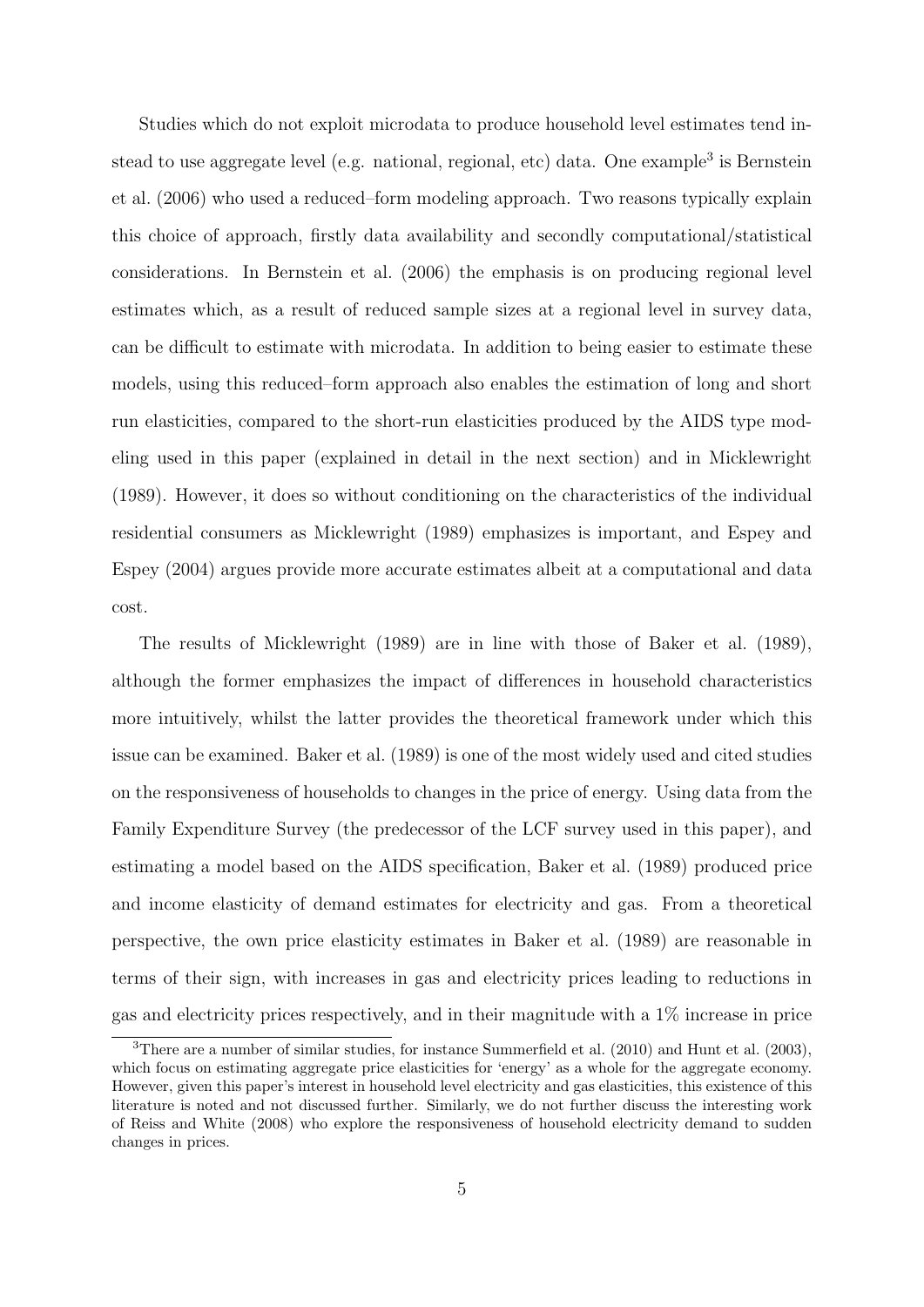Studies which do not exploit microdata to produce household level estimates tend instead to use aggregate level (e.g. national, regional, etc) data. One example[3] is Bernstein et al. (2006) who used a reduced–form modeling approach. Two reasons typically explain this choice of approach, firstly data availability and secondly computational/statistical considerations. In Bernstein et al. (2006) the emphasis is on producing regional level estimates which, as a result of reduced sample sizes at a regional level in survey data, can be difficult to estimate with microdata. In addition to being easier to estimate these models, using this reduced–form approach also enables the estimation of long and short run elasticities, compared to the short-run elasticities produced by the AIDS type modeling used in this paper (explained in detail in the next section) and in Micklewright (1989). However, it does so without conditioning on the characteristics of the individual residential consumers as Micklewright (1989) emphasizes is important, and Espey and Espey (2004) argues provide more accurate estimates albeit at a computational and data cost.

The results of Micklewright (1989) are in line with those of Baker et al. (1989), although the former emphasizes the impact of differences in household characteristics more intuitively, whilst the latter provides the theoretical framework under which this issue can be examined. Baker et al. (1989) is one of the most widely used and cited studies on the responsiveness of households to changes in the price of energy. Using data from the Family Expenditure Survey (the predecessor of the LCF survey used in this paper), and estimating a model based on the AIDS specification, Baker et al. (1989) produced price and income elasticity of demand estimates for electricity and gas. From a theoretical perspective, the own price elasticity estimates in Baker et al. (1989) are reasonable in terms of their sign, with increases in gas and electricity prices leading to reductions in gas and electricity prices respectively, and in their magnitude with a 1% increase in price

[3] There are a number of similar studies, for instance Summerfield et al. (2010) and Hunt et al. (2003), which focus on estimating aggregate price elasticities for 'energy' as a whole for the aggregate economy. However, given this paper's interest in household level electricity and gas elasticities, this existence of this literature is noted and not discussed further. Similarly, we do not further discuss the interesting work of Reiss and White (2008) who explore the responsiveness of household electricity demand to sudden changes in prices.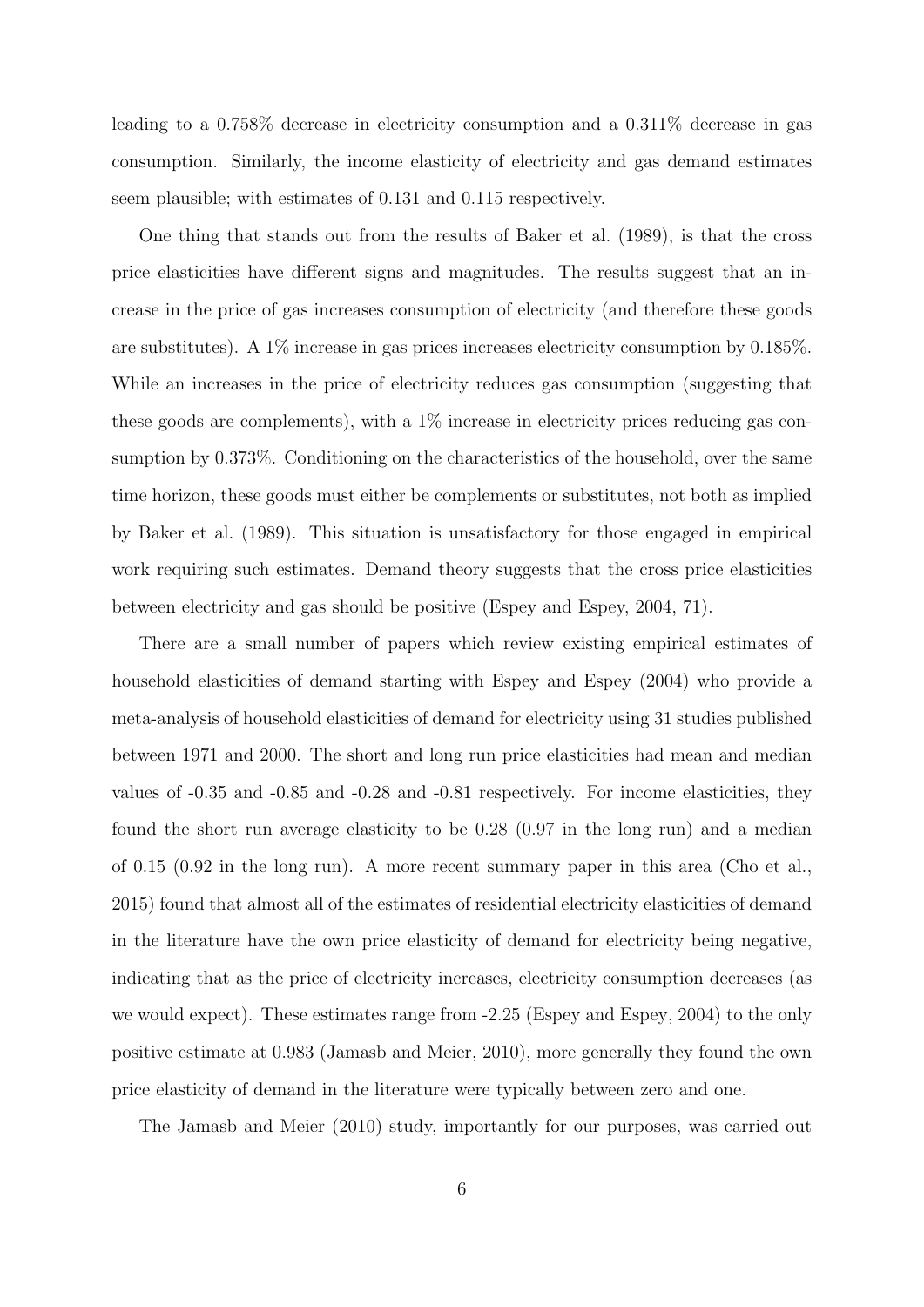leading to a 0.758% decrease in electricity consumption and a 0.311% decrease in gas consumption. Similarly, the income elasticity of electricity and gas demand estimates seem plausible; with estimates of 0.131 and 0.115 respectively.

One thing that stands out from the results of Baker et al. (1989), is that the cross price elasticities have different signs and magnitudes. The results suggest that an increase in the price of gas increases consumption of electricity (and therefore these goods are substitutes). A 1% increase in gas prices increases electricity consumption by 0.185%. While an increases in the price of electricity reduces gas consumption (suggesting that these goods are complements), with a 1% increase in electricity prices reducing gas consumption by 0.373%. Conditioning on the characteristics of the household, over the same time horizon, these goods must either be complements or substitutes, not both as implied by Baker et al. (1989). This situation is unsatisfactory for those engaged in empirical work requiring such estimates. Demand theory suggests that the cross price elasticities between electricity and gas should be positive (Espey and Espey, 2004, 71).

There are a small number of papers which review existing empirical estimates of household elasticities of demand starting with Espey and Espey (2004) who provide a meta-analysis of household elasticities of demand for electricity using 31 studies published between 1971 and 2000. The short and long run price elasticities had mean and median values of -0.35 and -0.85 and -0.28 and -0.81 respectively. For income elasticities, they found the short run average elasticity to be 0.28 (0.97 in the long run) and a median of 0.15 (0.92 in the long run). A more recent summary paper in this area (Cho et al., 2015) found that almost all of the estimates of residential electricity elasticities of demand in the literature have the own price elasticity of demand for electricity being negative, indicating that as the price of electricity increases, electricity consumption decreases (as we would expect). These estimates range from -2.25 (Espey and Espey, 2004) to the only positive estimate at 0.983 (Jamasb and Meier, 2010), more generally they found the own price elasticity of demand in the literature were typically between zero and one.

The Jamasb and Meier (2010) study, importantly for our purposes, was carried out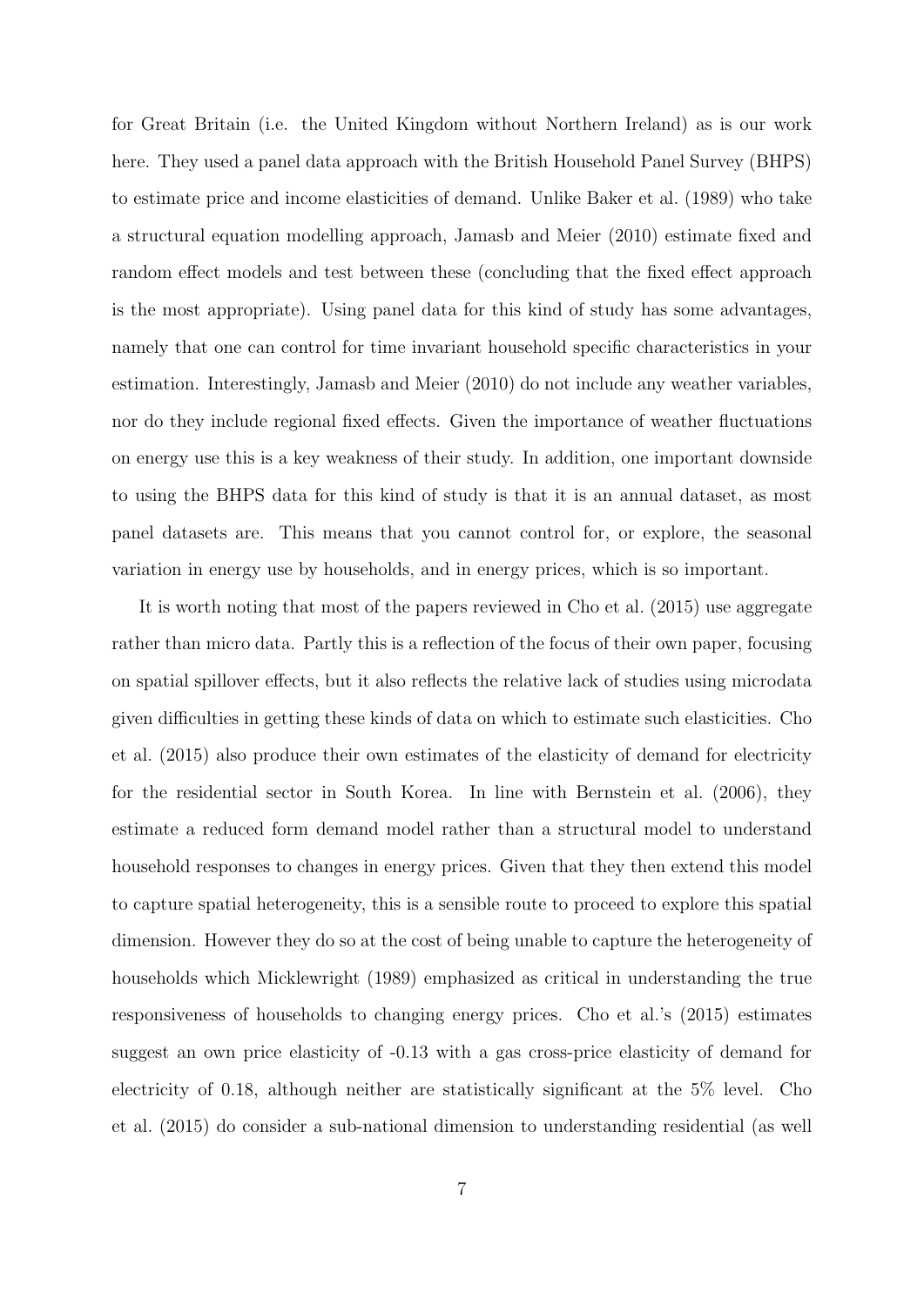for Great Britain (i.e. the United Kingdom without Northern Ireland) as is our work here. They used a panel data approach with the British Household Panel Survey (BHPS) to estimate price and income elasticities of demand. Unlike Baker et al. (1989) who take a structural equation modelling approach, Jamasb and Meier (2010) estimate fixed and random effect models and test between these (concluding that the fixed effect approach is the most appropriate). Using panel data for this kind of study has some advantages, namely that one can control for time invariant household specific characteristics in your estimation. Interestingly, Jamasb and Meier (2010) do not include any weather variables, nor do they include regional fixed effects. Given the importance of weather fluctuations on energy use this is a key weakness of their study. In addition, one important downside to using the BHPS data for this kind of study is that it is an annual dataset, as most panel datasets are. This means that you cannot control for, or explore, the seasonal variation in energy use by households, and in energy prices, which is so important.

It is worth noting that most of the papers reviewed in Cho et al. (2015) use aggregate rather than micro data. Partly this is a reflection of the focus of their own paper, focusing on spatial spillover effects, but it also reflects the relative lack of studies using microdata given difficulties in getting these kinds of data on which to estimate such elasticities. Cho et al. (2015) also produce their own estimates of the elasticity of demand for electricity for the residential sector in South Korea. In line with Bernstein et al. (2006), they estimate a reduced form demand model rather than a structural model to understand household responses to changes in energy prices. Given that they then extend this model to capture spatial heterogeneity, this is a sensible route to proceed to explore this spatial dimension. However they do so at the cost of being unable to capture the heterogeneity of households which Micklewright (1989) emphasized as critical in understanding the true responsiveness of households to changing energy prices. Cho et al.'s (2015) estimates suggest an own price elasticity of -0.13 with a gas cross-price elasticity of demand for electricity of 0.18, although neither are statistically significant at the 5% level. Cho et al. (2015) do consider a sub-national dimension to understanding residential (as well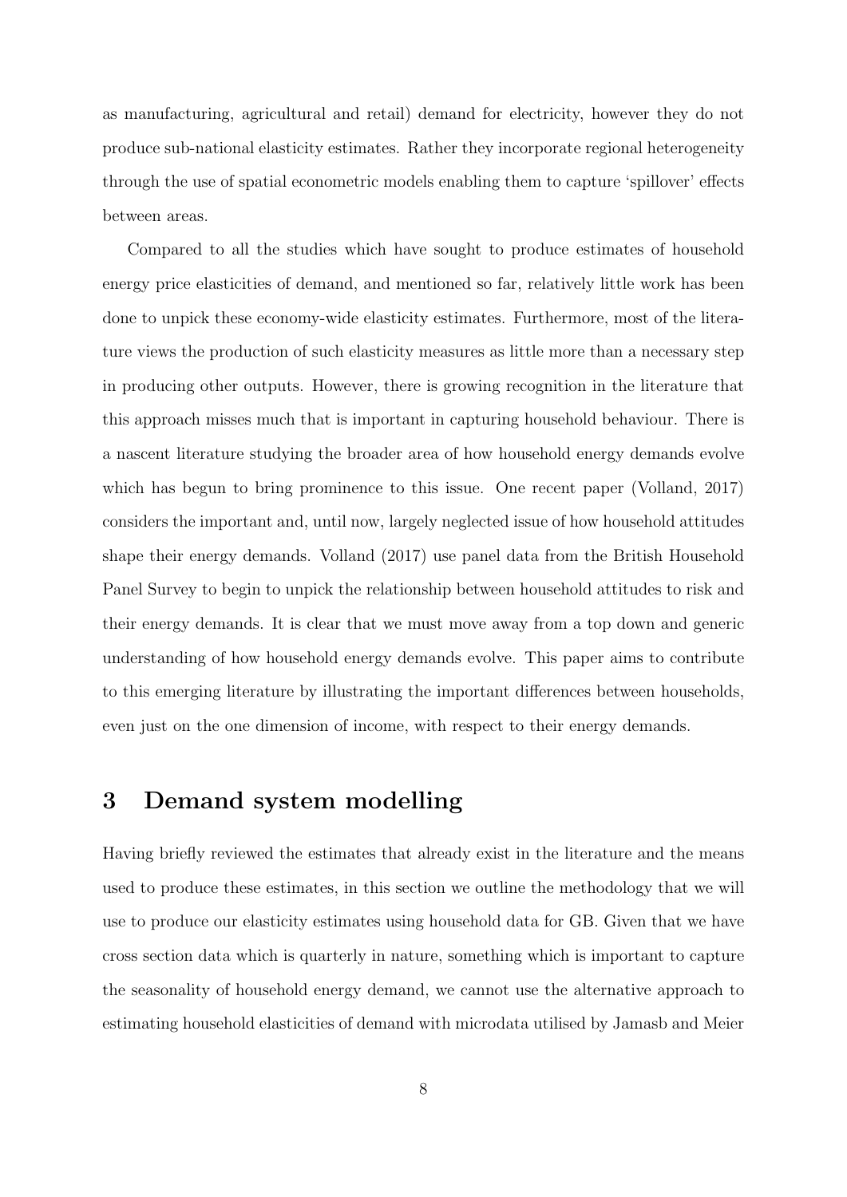as manufacturing, agricultural and retail) demand for electricity, however they do not produce sub-national elasticity estimates. Rather they incorporate regional heterogeneity through the use of spatial econometric models enabling them to capture 'spillover' effects between areas.

Compared to all the studies which have sought to produce estimates of household energy price elasticities of demand, and mentioned so far, relatively little work has been done to unpick these economy-wide elasticity estimates. Furthermore, most of the literature views the production of such elasticity measures as little more than a necessary step in producing other outputs. However, there is growing recognition in the literature that this approach misses much that is important in capturing household behaviour. There is a nascent literature studying the broader area of how household energy demands evolve which has begun to bring prominence to this issue. One recent paper (Volland, 2017) considers the important and, until now, largely neglected issue of how household attitudes shape their energy demands. Volland (2017) use panel data from the British Household Panel Survey to begin to unpick the relationship between household attitudes to risk and their energy demands. It is clear that we must move away from a top down and generic understanding of how household energy demands evolve. This paper aims to contribute to this emerging literature by illustrating the important differences between households, even just on the one dimension of income, with respect to their energy demands.

# 3 Demand system modelling

Having briefly reviewed the estimates that already exist in the literature and the means used to produce these estimates, in this section we outline the methodology that we will use to produce our elasticity estimates using household data for GB. Given that we have cross section data which is quarterly in nature, something which is important to capture the seasonality of household energy demand, we cannot use the alternative approach to estimating household elasticities of demand with microdata utilised by Jamasb and Meier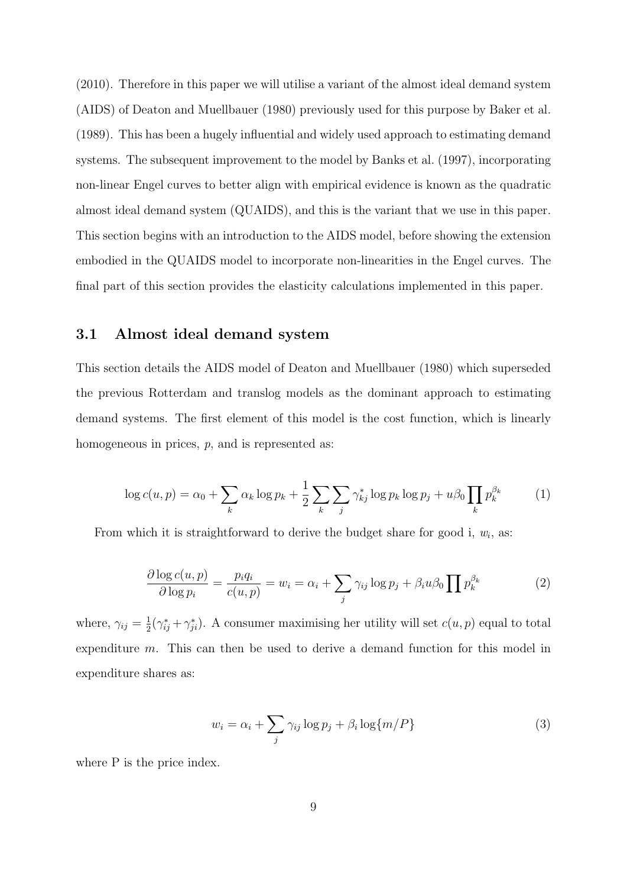(2010). Therefore in this paper we will utilise a variant of the almost ideal demand system (AIDS) of Deaton and Muellbauer (1980) previously used for this purpose by Baker et al. (1989). This has been a hugely influential and widely used approach to estimating demand systems. The subsequent improvement to the model by Banks et al. (1997), incorporating non-linear Engel curves to better align with empirical evidence is known as the quadratic almost ideal demand system (QUAIDS), and this is the variant that we use in this paper. This section begins with an introduction to the AIDS model, before showing the extension embodied in the QUAIDS model to incorporate non-linearities in the Engel curves. The final part of this section provides the elasticity calculations implemented in this paper.

## 3.1 Almost ideal demand system

This section details the AIDS model of Deaton and Muellbauer (1980) which superseded the previous Rotterdam and translog models as the dominant approach to estimating demand systems. The first element of this model is the cost function, which is linearly homogeneous in prices, $p$, and is represented as:

$$\log c(u,p) = \alpha_0 + \sum_k \alpha_k \log p_k + \frac{1}{2}\sum_k \sum_j \gamma^*_{kj} \log p_k \log p_j + u\beta_0 \prod_k p_k^{\beta_k} \tag{1}$$

From which it is straightforward to derive the budget share for good i, $w_i$, as:

$$\frac{\partial \log c(u,p)}{\partial \log p_i} = \frac{p_i q_i}{c(u,p)} = w_i = \alpha_i + \sum_j \gamma_{ij} \log p_j + \beta_i u \beta_0 \prod p_k^{\beta_k} \tag{2}$$

where, $\gamma_{ij} = \frac{1}{2}(\gamma^*_{ij} + \gamma^*_{ji})$. A consumer maximising her utility will set $c(u,p)$ equal to total expenditure $m$. This can then be used to derive a demand function for this model in expenditure shares as:

$$w_i = \alpha_i + \sum_j \gamma_{ij} \log p_j + \beta_i \log\{m/P\} \tag{3}$$

where P is the price index.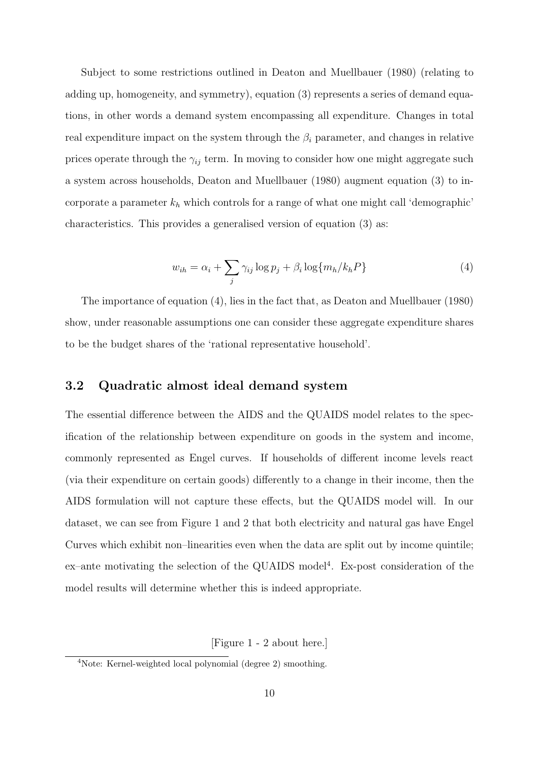Subject to some restrictions outlined in Deaton and Muellbauer (1980) (relating to adding up, homogeneity, and symmetry), equation (3) represents a series of demand equations, in other words a demand system encompassing all expenditure. Changes in total real expenditure impact on the system through the $\beta_i$ parameter, and changes in relative prices operate through the $\gamma_{ij}$ term. In moving to consider how one might aggregate such a system across households, Deaton and Muellbauer (1980) augment equation (3) to incorporate a parameter $k_h$ which controls for a range of what one might call 'demographic' characteristics. This provides a generalised version of equation (3) as:

$$w_{ih} = \alpha_i + \sum_j \gamma_{ij} \log p_j + \beta_i \log\{m_h / k_h P\} \tag{4}$$

The importance of equation (4), lies in the fact that, as Deaton and Muellbauer (1980) show, under reasonable assumptions one can consider these aggregate expenditure shares to be the budget shares of the 'rational representative household'.

## 3.2 Quadratic almost ideal demand system

The essential difference between the AIDS and the QUAIDS model relates to the specification of the relationship between expenditure on goods in the system and income, commonly represented as Engel curves. If households of different income levels react (via their expenditure on certain goods) differently to a change in their income, then the AIDS formulation will not capture these effects, but the QUAIDS model will. In our dataset, we can see from Figure 1 and 2 that both electricity and natural gas have Engel Curves which exhibit non–linearities even when the data are split out by income quintile; ex–ante motivating the selection of the QUAIDS model[4]. Ex-post consideration of the model results will determine whether this is indeed appropriate.

[Figure 1 - 2 about here.]

[4] Note: Kernel-weighted local polynomial (degree 2) smoothing.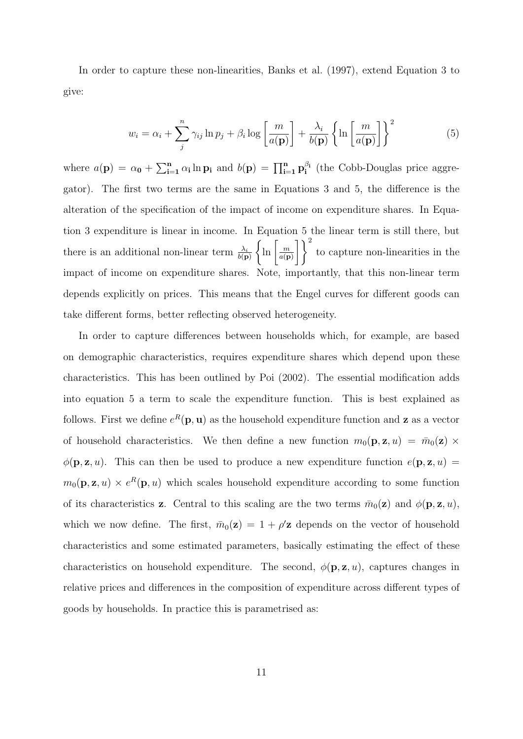In order to capture these non-linearities, Banks et al. (1997), extend Equation 3 to give:

$$w_i = \alpha_i + \sum_{j}^{n} \gamma_{ij} \ln p_j + \beta_i \log \left[ \frac{m}{a(\mathbf{p})} \right] + \frac{\lambda_i}{b(\mathbf{p})} \left\{ \ln \left[ \frac{m}{a(\mathbf{p})} \right] \right\}^2 \tag{5}$$

where $a(\mathbf{p}) = \alpha_\mathbf{0} + \sum_{\mathbf{i=1}}^{\mathbf{n}} \alpha_\mathbf{i} \ln \mathbf{p_i}$ and $b(\mathbf{p}) = \prod_{\mathbf{i=1}}^{\mathbf{n}} \mathbf{p_i}^{\beta_\mathbf{i}}$ (the Cobb-Douglas price aggregator). The first two terms are the same in Equations 3 and 5, the difference is the alteration of the specification of the impact of income on expenditure shares. In Equation 3 expenditure is linear in income. In Equation 5 the linear term is still there, but there is an additional non-linear term $\frac{\lambda_i}{b(\mathbf{p})} \left\{ \ln \left[ \frac{m}{a(\mathbf{p})} \right] \right\}^2$ to capture non-linearities in the impact of income on expenditure shares. Note, importantly, that this non-linear term depends explicitly on prices. This means that the Engel curves for different goods can take different forms, better reflecting observed heterogeneity.

In order to capture differences between households which, for example, are based on demographic characteristics, requires expenditure shares which depend upon these characteristics. This has been outlined by Poi (2002). The essential modification adds into equation 5 a term to scale the expenditure function. This is best explained as follows. First we define $e^R(\mathbf{p}, \mathbf{u})$ as the household expenditure function and $\mathbf{z}$ as a vector of household characteristics. We then define a new function $m_0(\mathbf{p}, \mathbf{z}, u) = \bar{m}_0(\mathbf{z}) \times \phi(\mathbf{p}, \mathbf{z}, u)$. This can then be used to produce a new expenditure function $e(\mathbf{p}, \mathbf{z}, u) = m_0(\mathbf{p}, \mathbf{z}, u) \times e^R(\mathbf{p}, u)$ which scales household expenditure according to some function of its characteristics $\mathbf{z}$. Central to this scaling are the two terms $\bar{m}_0(\mathbf{z})$ and $\phi(\mathbf{p}, \mathbf{z}, u)$, which we now define. The first, $\bar{m}_0(\mathbf{z}) = 1 + \rho' \mathbf{z}$ depends on the vector of household characteristics and some estimated parameters, basically estimating the effect of these characteristics on household expenditure. The second, $\phi(\mathbf{p}, \mathbf{z}, u)$, captures changes in relative prices and differences in the composition of expenditure across different types of goods by households. In practice this is parametrised as: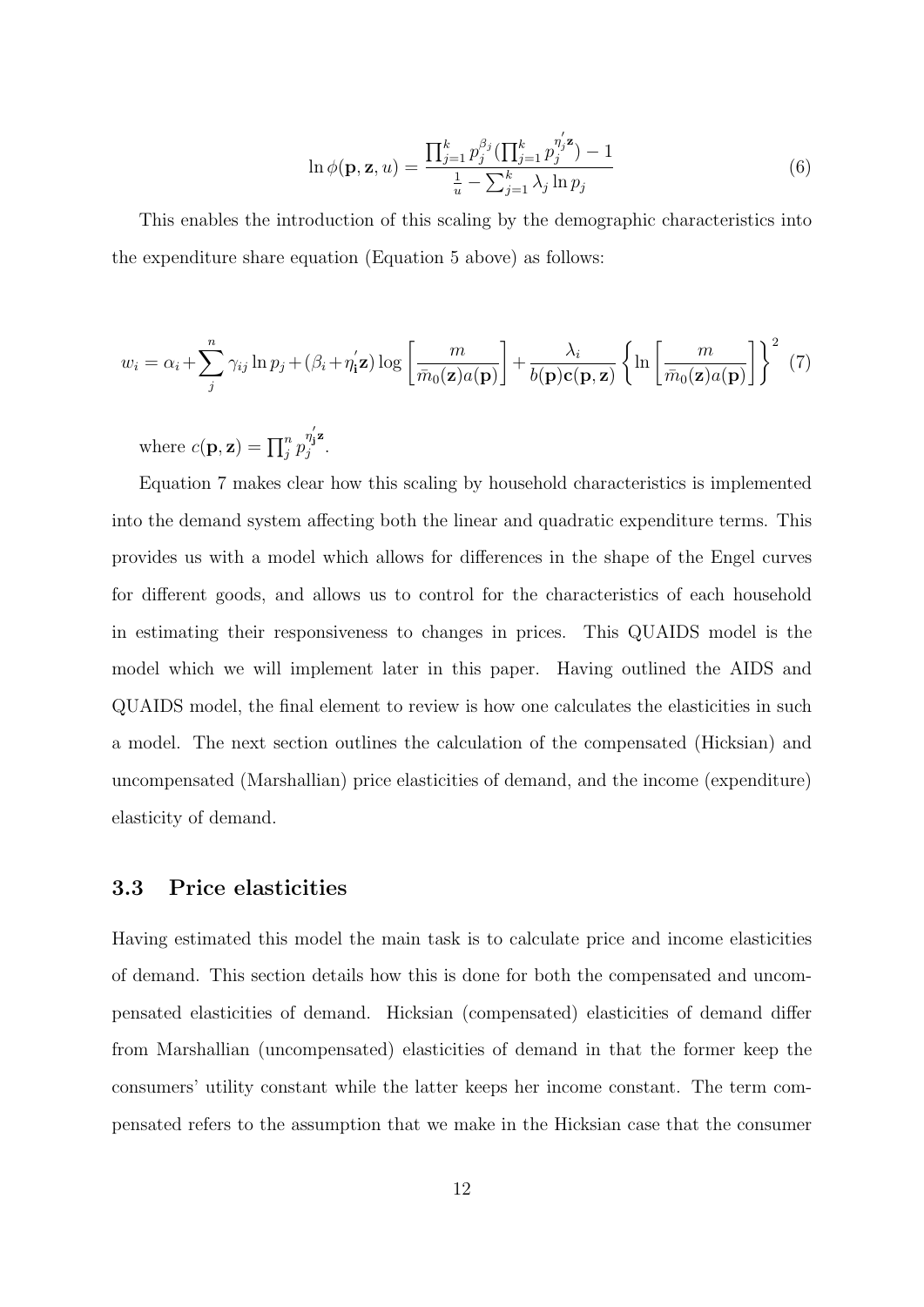$$\ln \phi(\mathbf{p}, \mathbf{z}, u) = \frac{\prod_{j=1}^{k} p_j^{\beta_j} (\prod_{j=1}^{k} p_j^{\eta_j^{'}\mathbf{z}}) - 1}{\frac{1}{u} - \sum_{j=1}^{k} \lambda_j \ln p_j} \tag{6}$$

This enables the introduction of this scaling by the demographic characteristics into the expenditure share equation (Equation 5 above) as follows:

$$w_i = \alpha_i + \sum_{j}^{n} \gamma_{ij} \ln p_j + (\beta_i + \eta_{\mathbf{i}}^{'}\mathbf{z}) \log \left[ \frac{m}{\bar{m}_0(\mathbf{z}) a(\mathbf{p})} \right] + \frac{\lambda_i}{b(\mathbf{p}) \mathbf{c}(\mathbf{p}, \mathbf{z})} \left\{ \ln \left[ \frac{m}{\bar{m}_0(\mathbf{z}) a(\mathbf{p})} \right] \right\}^2 \tag{7}$$

where $c(\mathbf{p}, \mathbf{z}) = \prod_{j}^{n} p_j^{\eta_{\mathbf{j}}^{'}\mathbf{z}}$.

Equation 7 makes clear how this scaling by household characteristics is implemented into the demand system affecting both the linear and quadratic expenditure terms. This provides us with a model which allows for differences in the shape of the Engel curves for different goods, and allows us to control for the characteristics of each household in estimating their responsiveness to changes in prices. This QUAIDS model is the model which we will implement later in this paper. Having outlined the AIDS and QUAIDS model, the final element to review is how one calculates the elasticities in such a model. The next section outlines the calculation of the compensated (Hicksian) and uncompensated (Marshallian) price elasticities of demand, and the income (expenditure) elasticity of demand.

### 3.3 Price elasticities

Having estimated this model the main task is to calculate price and income elasticities of demand. This section details how this is done for both the compensated and uncompensated elasticities of demand. Hicksian (compensated) elasticities of demand differ from Marshallian (uncompensated) elasticities of demand in that the former keep the consumers' utility constant while the latter keeps her income constant. The term compensated refers to the assumption that we make in the Hicksian case that the consumer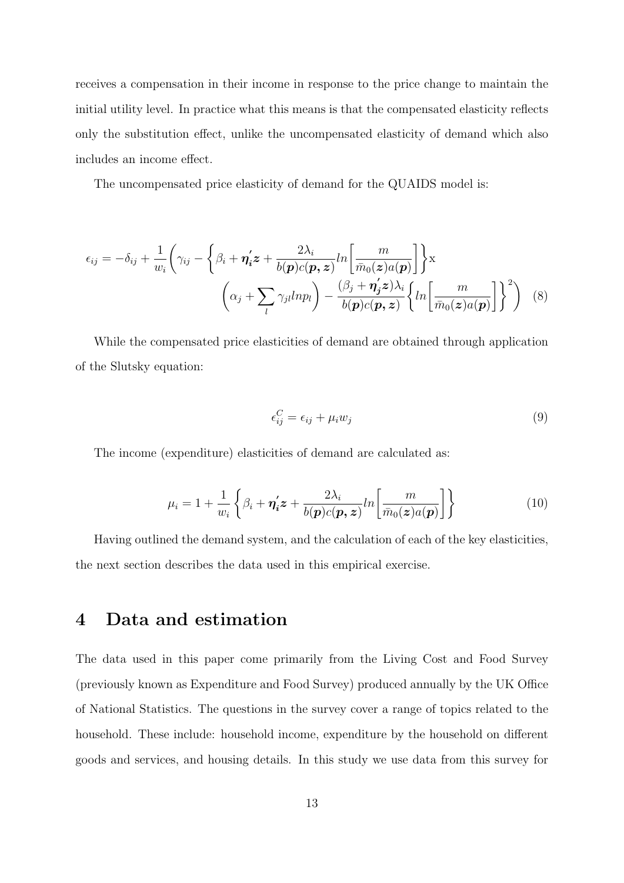receives a compensation in their income in response to the price change to maintain the initial utility level. In practice what this means is that the compensated elasticity reflects only the substitution effect, unlike the uncompensated elasticity of demand which also includes an income effect.

The uncompensated price elasticity of demand for the QUAIDS model is:

$$\epsilon_{ij} = -\delta_{ij} + \frac{1}{w_i}\Bigg(\gamma_{ij} - \Bigg\{\beta_i + \boldsymbol{\eta_i'}\boldsymbol{z} + \frac{2\lambda_i}{b(\boldsymbol{p})c(\boldsymbol{p},\boldsymbol{z})} ln\Bigg[\frac{m}{\bar{m}_0(\boldsymbol{z})a(\boldsymbol{p})}\Bigg]\Bigg\} \text{x} \\ \Bigg(\alpha_j + \sum_l \gamma_{jl} ln p_l\Bigg) - \frac{(\beta_j + \boldsymbol{\eta_j'}\boldsymbol{z})\lambda_i}{b(\boldsymbol{p})c(\boldsymbol{p},\boldsymbol{z})}\Bigg\{ln\Bigg[\frac{m}{\bar{m}_0(\boldsymbol{z})a(\boldsymbol{p})}\Bigg]\Bigg\}^2\Bigg) \quad (8)$$

While the compensated price elasticities of demand are obtained through application of the Slutsky equation:

$$\epsilon_{ij}^C = \epsilon_{ij} + \mu_i w_j \quad (9)$$

The income (expenditure) elasticities of demand are calculated as:

$$\mu_i = 1 + \frac{1}{w_i}\Bigg\{\beta_i + \boldsymbol{\eta_i'}\boldsymbol{z} + \frac{2\lambda_i}{b(\boldsymbol{p})c(\boldsymbol{p},\boldsymbol{z})} ln\Bigg[\frac{m}{\bar{m}_0(\boldsymbol{z})a(\boldsymbol{p})}\Bigg]\Bigg\} \quad (10)$$

Having outlined the demand system, and the calculation of each of the key elasticities, the next section describes the data used in this empirical exercise.

# 4 Data and estimation

The data used in this paper come primarily from the Living Cost and Food Survey (previously known as Expenditure and Food Survey) produced annually by the UK Office of National Statistics. The questions in the survey cover a range of topics related to the household. These include: household income, expenditure by the household on different goods and services, and housing details. In this study we use data from this survey for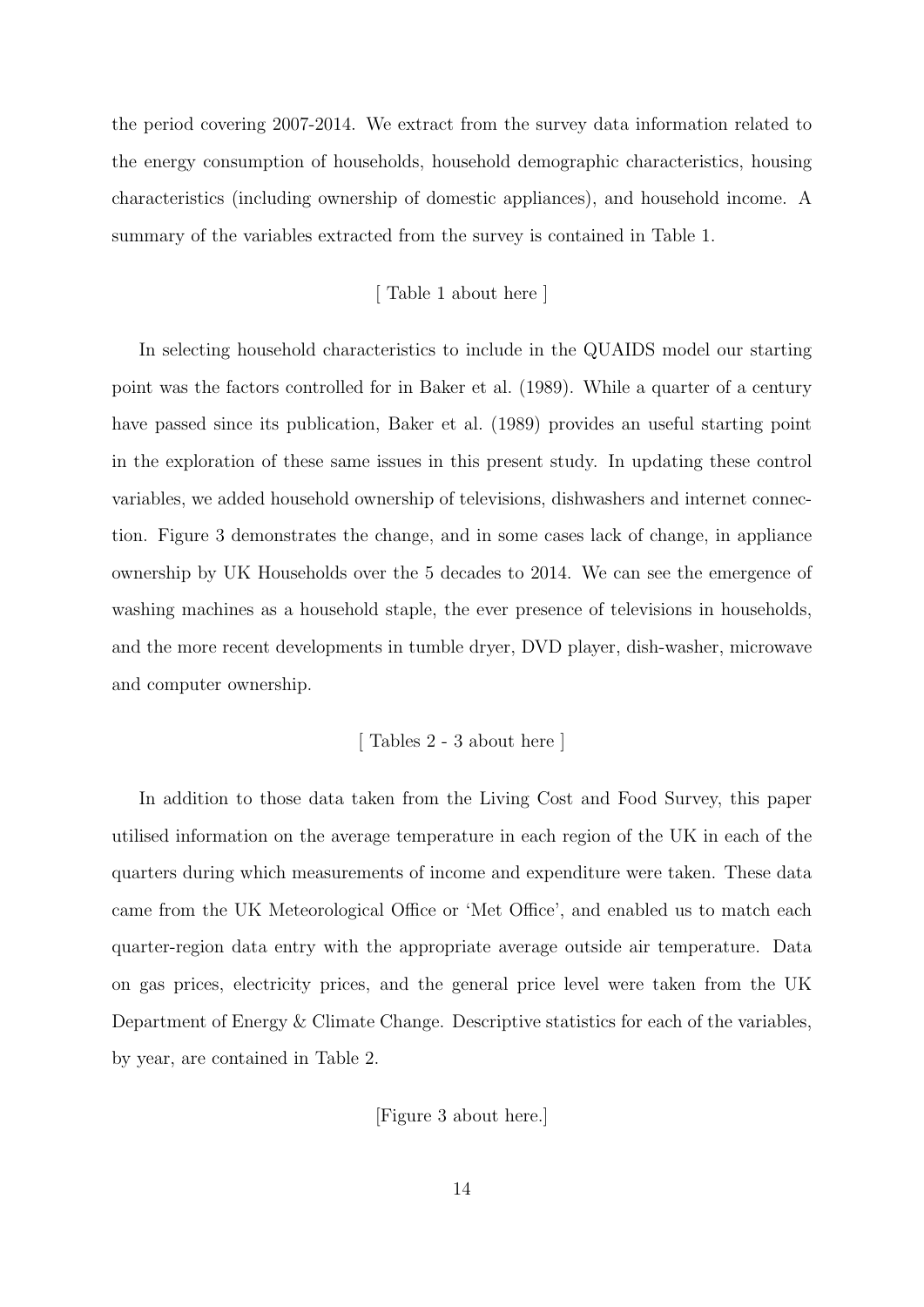the period covering 2007-2014. We extract from the survey data information related to the energy consumption of households, household demographic characteristics, housing characteristics (including ownership of domestic appliances), and household income. A summary of the variables extracted from the survey is contained in Table 1.

[ Table 1 about here ]

In selecting household characteristics to include in the QUAIDS model our starting point was the factors controlled for in Baker et al. (1989). While a quarter of a century have passed since its publication, Baker et al. (1989) provides an useful starting point in the exploration of these same issues in this present study. In updating these control variables, we added household ownership of televisions, dishwashers and internet connection. Figure 3 demonstrates the change, and in some cases lack of change, in appliance ownership by UK Households over the 5 decades to 2014. We can see the emergence of washing machines as a household staple, the ever presence of televisions in households, and the more recent developments in tumble dryer, DVD player, dish-washer, microwave and computer ownership.

[ Tables 2 - 3 about here ]

In addition to those data taken from the Living Cost and Food Survey, this paper utilised information on the average temperature in each region of the UK in each of the quarters during which measurements of income and expenditure were taken. These data came from the UK Meteorological Office or 'Met Office', and enabled us to match each quarter-region data entry with the appropriate average outside air temperature. Data on gas prices, electricity prices, and the general price level were taken from the UK Department of Energy & Climate Change. Descriptive statistics for each of the variables, by year, are contained in Table 2.

[Figure 3 about here.]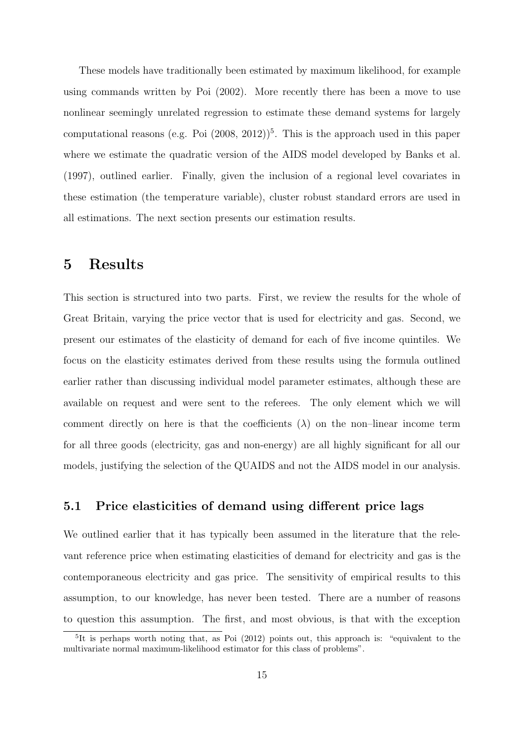These models have traditionally been estimated by maximum likelihood, for example using commands written by Poi (2002). More recently there has been a move to use nonlinear seemingly unrelated regression to estimate these demand systems for largely computational reasons (e.g. Poi (2008, 2012))[5]. This is the approach used in this paper where we estimate the quadratic version of the AIDS model developed by Banks et al. (1997), outlined earlier. Finally, given the inclusion of a regional level covariates in these estimation (the temperature variable), cluster robust standard errors are used in all estimations. The next section presents our estimation results.

# 5 Results

This section is structured into two parts. First, we review the results for the whole of Great Britain, varying the price vector that is used for electricity and gas. Second, we present our estimates of the elasticity of demand for each of five income quintiles. We focus on the elasticity estimates derived from these results using the formula outlined earlier rather than discussing individual model parameter estimates, although these are available on request and were sent to the referees. The only element which we will comment directly on here is that the coefficients ($\lambda$) on the non–linear income term for all three goods (electricity, gas and non-energy) are all highly significant for all our models, justifying the selection of the QUAIDS and not the AIDS model in our analysis.

## 5.1 Price elasticities of demand using different price lags

We outlined earlier that it has typically been assumed in the literature that the relevant reference price when estimating elasticities of demand for electricity and gas is the contemporaneous electricity and gas price. The sensitivity of empirical results to this assumption, to our knowledge, has never been tested. There are a number of reasons to question this assumption. The first, and most obvious, is that with the exception

[5] It is perhaps worth noting that, as Poi (2012) points out, this approach is: "equivalent to the multivariate normal maximum-likelihood estimator for this class of problems".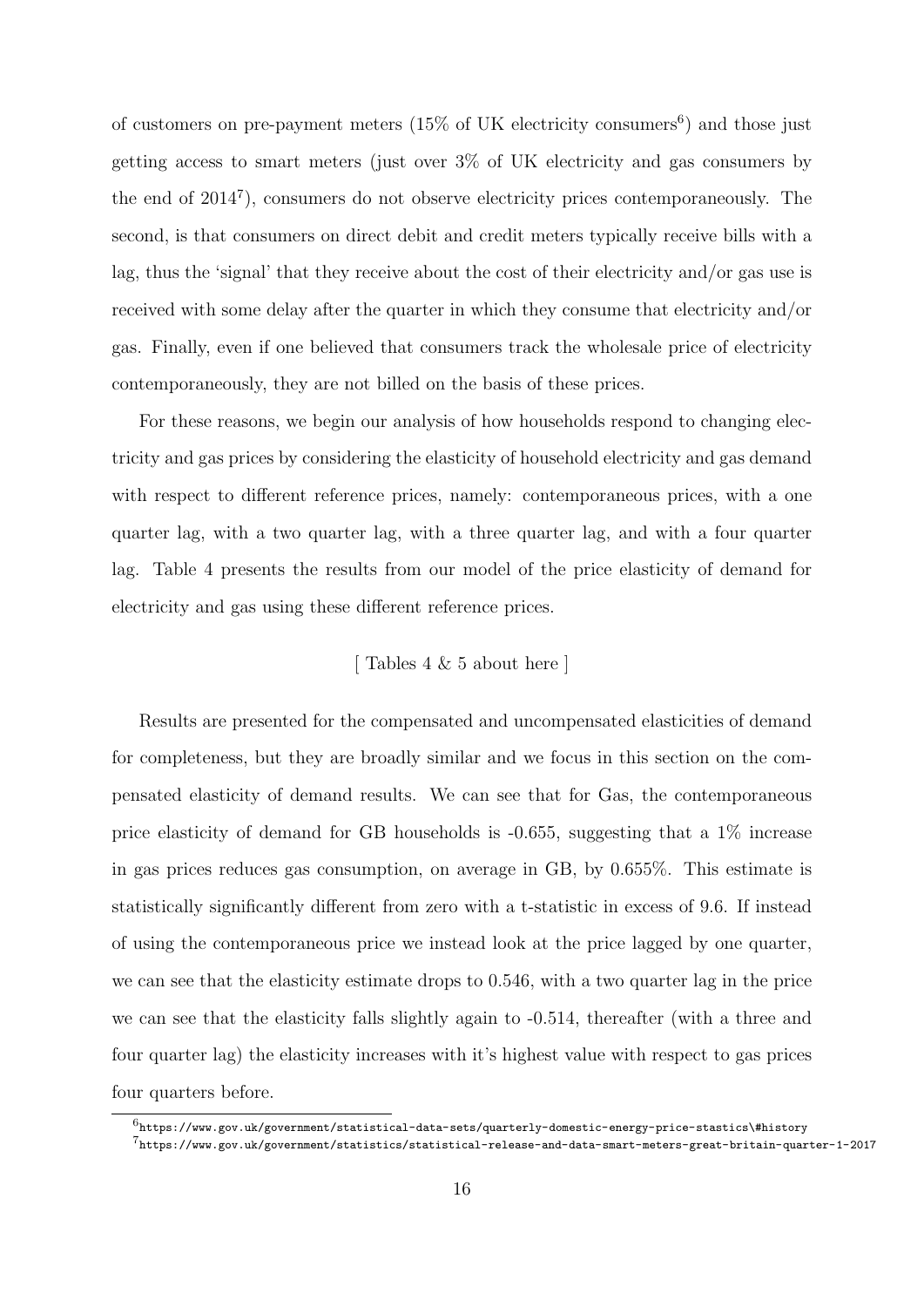of customers on pre-payment meters (15% of UK electricity consumers[6]) and those just getting access to smart meters (just over 3% of UK electricity and gas consumers by the end of 2014[7]), consumers do not observe electricity prices contemporaneously. The second, is that consumers on direct debit and credit meters typically receive bills with a lag, thus the 'signal' that they receive about the cost of their electricity and/or gas use is received with some delay after the quarter in which they consume that electricity and/or gas. Finally, even if one believed that consumers track the wholesale price of electricity contemporaneously, they are not billed on the basis of these prices.

For these reasons, we begin our analysis of how households respond to changing electricity and gas prices by considering the elasticity of household electricity and gas demand with respect to different reference prices, namely: contemporaneous prices, with a one quarter lag, with a two quarter lag, with a three quarter lag, and with a four quarter lag. Table 4 presents the results from our model of the price elasticity of demand for electricity and gas using these different reference prices.

[ Tables 4 & 5 about here ]

Results are presented for the compensated and uncompensated elasticities of demand for completeness, but they are broadly similar and we focus in this section on the compensated elasticity of demand results. We can see that for Gas, the contemporaneous price elasticity of demand for GB households is -0.655, suggesting that a 1% increase in gas prices reduces gas consumption, on average in GB, by 0.655%. This estimate is statistically significantly different from zero with a t-statistic in excess of 9.6. If instead of using the contemporaneous price we instead look at the price lagged by one quarter, we can see that the elasticity estimate drops to 0.546, with a two quarter lag in the price we can see that the elasticity falls slightly again to -0.514, thereafter (with a three and four quarter lag) the elasticity increases with it's highest value with respect to gas prices four quarters before.

[6] https://www.gov.uk/government/statistical-data-sets/quarterly-domestic-energy-price-stastics\#history

[7] https://www.gov.uk/government/statistics/statistical-release-and-data-smart-meters-great-britain-quarter-1-2017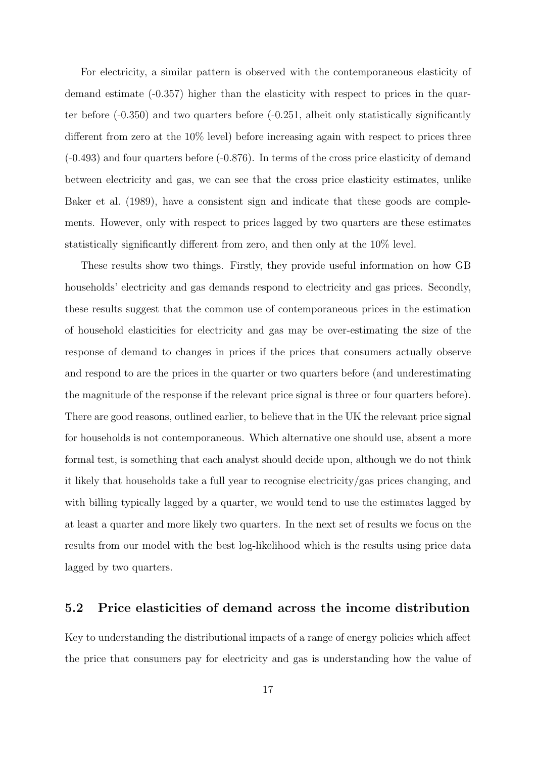For electricity, a similar pattern is observed with the contemporaneous elasticity of demand estimate (-0.357) higher than the elasticity with respect to prices in the quarter before (-0.350) and two quarters before (-0.251, albeit only statistically significantly different from zero at the 10% level) before increasing again with respect to prices three (-0.493) and four quarters before (-0.876). In terms of the cross price elasticity of demand between electricity and gas, we can see that the cross price elasticity estimates, unlike Baker et al. (1989), have a consistent sign and indicate that these goods are complements. However, only with respect to prices lagged by two quarters are these estimates statistically significantly different from zero, and then only at the 10% level.

These results show two things. Firstly, they provide useful information on how GB households' electricity and gas demands respond to electricity and gas prices. Secondly, these results suggest that the common use of contemporaneous prices in the estimation of household elasticities for electricity and gas may be over-estimating the size of the response of demand to changes in prices if the prices that consumers actually observe and respond to are the prices in the quarter or two quarters before (and underestimating the magnitude of the response if the relevant price signal is three or four quarters before). There are good reasons, outlined earlier, to believe that in the UK the relevant price signal for households is not contemporaneous. Which alternative one should use, absent a more formal test, is something that each analyst should decide upon, although we do not think it likely that households take a full year to recognise electricity/gas prices changing, and with billing typically lagged by a quarter, we would tend to use the estimates lagged by at least a quarter and more likely two quarters. In the next set of results we focus on the results from our model with the best log-likelihood which is the results using price data lagged by two quarters.

## 5.2 Price elasticities of demand across the income distribution

Key to understanding the distributional impacts of a range of energy policies which affect the price that consumers pay for electricity and gas is understanding how the value of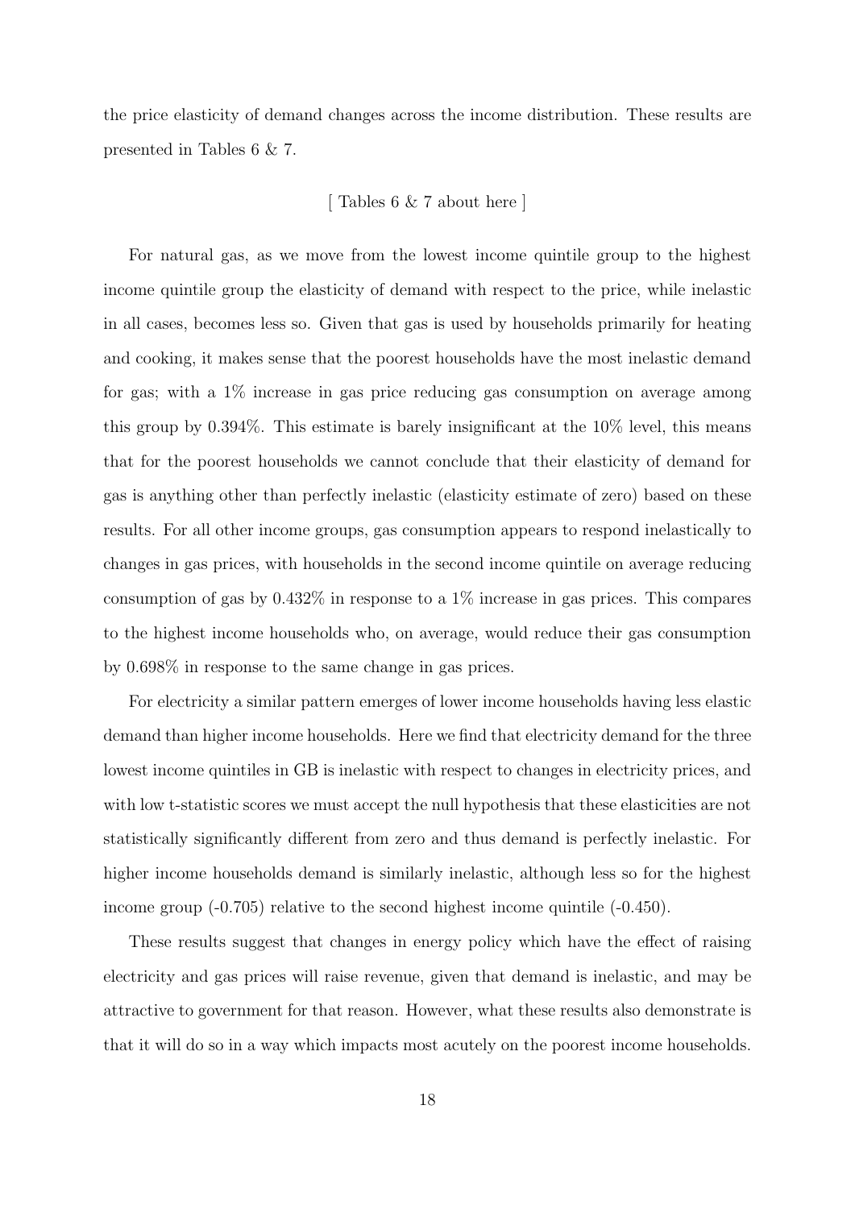the price elasticity of demand changes across the income distribution. These results are presented in Tables 6 & 7.

[ Tables 6 & 7 about here ]

For natural gas, as we move from the lowest income quintile group to the highest income quintile group the elasticity of demand with respect to the price, while inelastic in all cases, becomes less so. Given that gas is used by households primarily for heating and cooking, it makes sense that the poorest households have the most inelastic demand for gas; with a 1% increase in gas price reducing gas consumption on average among this group by 0.394%. This estimate is barely insignificant at the 10% level, this means that for the poorest households we cannot conclude that their elasticity of demand for gas is anything other than perfectly inelastic (elasticity estimate of zero) based on these results. For all other income groups, gas consumption appears to respond inelastically to changes in gas prices, with households in the second income quintile on average reducing consumption of gas by 0.432% in response to a 1% increase in gas prices. This compares to the highest income households who, on average, would reduce their gas consumption by 0.698% in response to the same change in gas prices.

For electricity a similar pattern emerges of lower income households having less elastic demand than higher income households. Here we find that electricity demand for the three lowest income quintiles in GB is inelastic with respect to changes in electricity prices, and with low t-statistic scores we must accept the null hypothesis that these elasticities are not statistically significantly different from zero and thus demand is perfectly inelastic. For higher income households demand is similarly inelastic, although less so for the highest income group (-0.705) relative to the second highest income quintile (-0.450).

These results suggest that changes in energy policy which have the effect of raising electricity and gas prices will raise revenue, given that demand is inelastic, and may be attractive to government for that reason. However, what these results also demonstrate is that it will do so in a way which impacts most acutely on the poorest income households.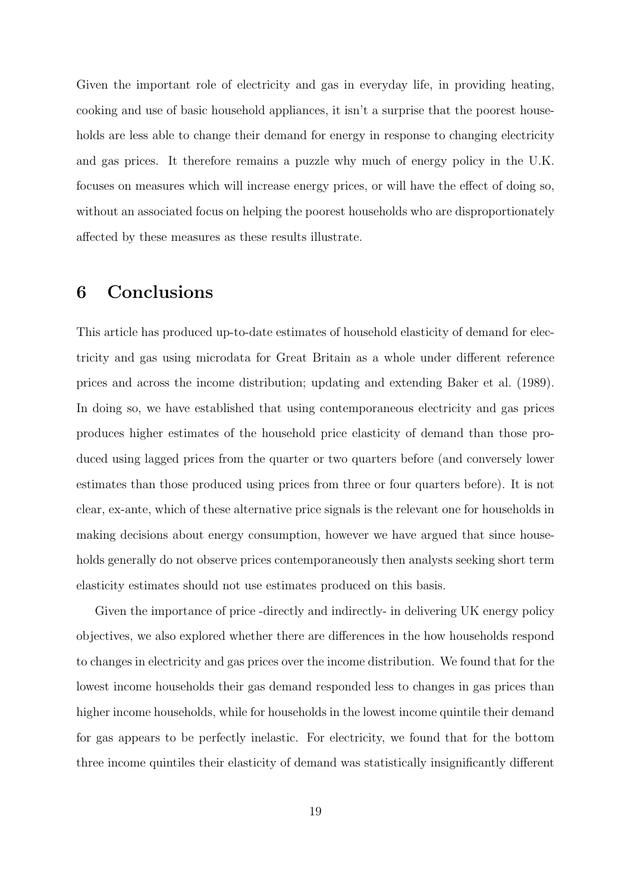Given the important role of electricity and gas in everyday life, in providing heating, cooking and use of basic household appliances, it isn't a surprise that the poorest households are less able to change their demand for energy in response to changing electricity and gas prices. It therefore remains a puzzle why much of energy policy in the U.K. focuses on measures which will increase energy prices, or will have the effect of doing so, without an associated focus on helping the poorest households who are disproportionately affected by these measures as these results illustrate.

# 6 Conclusions

This article has produced up-to-date estimates of household elasticity of demand for electricity and gas using microdata for Great Britain as a whole under different reference prices and across the income distribution; updating and extending Baker et al. (1989). In doing so, we have established that using contemporaneous electricity and gas prices produces higher estimates of the household price elasticity of demand than those produced using lagged prices from the quarter or two quarters before (and conversely lower estimates than those produced using prices from three or four quarters before). It is not clear, ex-ante, which of these alternative price signals is the relevant one for households in making decisions about energy consumption, however we have argued that since households generally do not observe prices contemporaneously then analysts seeking short term elasticity estimates should not use estimates produced on this basis.

Given the importance of price -directly and indirectly- in delivering UK energy policy objectives, we also explored whether there are differences in the how households respond to changes in electricity and gas prices over the income distribution. We found that for the lowest income households their gas demand responded less to changes in gas prices than higher income households, while for households in the lowest income quintile their demand for gas appears to be perfectly inelastic. For electricity, we found that for the bottom three income quintiles their elasticity of demand was statistically insignificantly different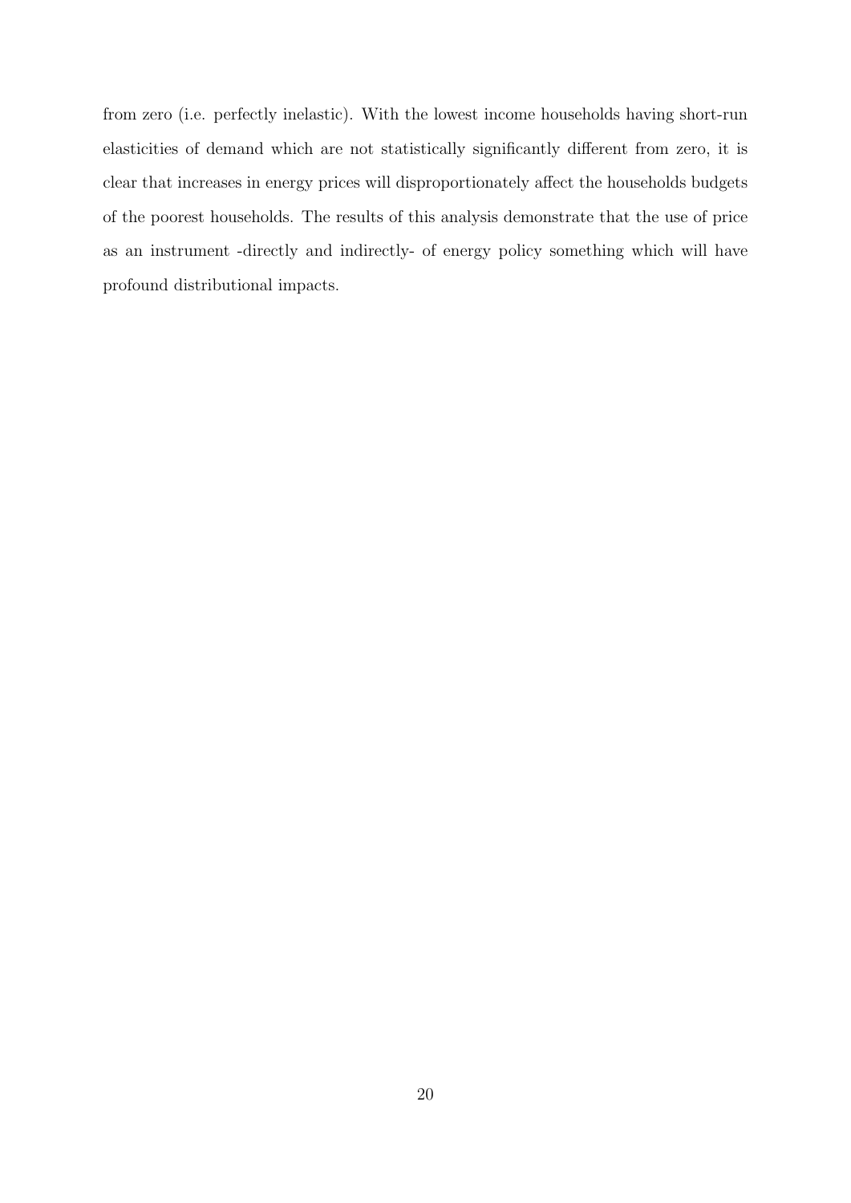from zero (i.e. perfectly inelastic). With the lowest income households having short-run elasticities of demand which are not statistically significantly different from zero, it is clear that increases in energy prices will disproportionately affect the households budgets of the poorest households. The results of this analysis demonstrate that the use of price as an instrument -directly and indirectly- of energy policy something which will have profound distributional impacts.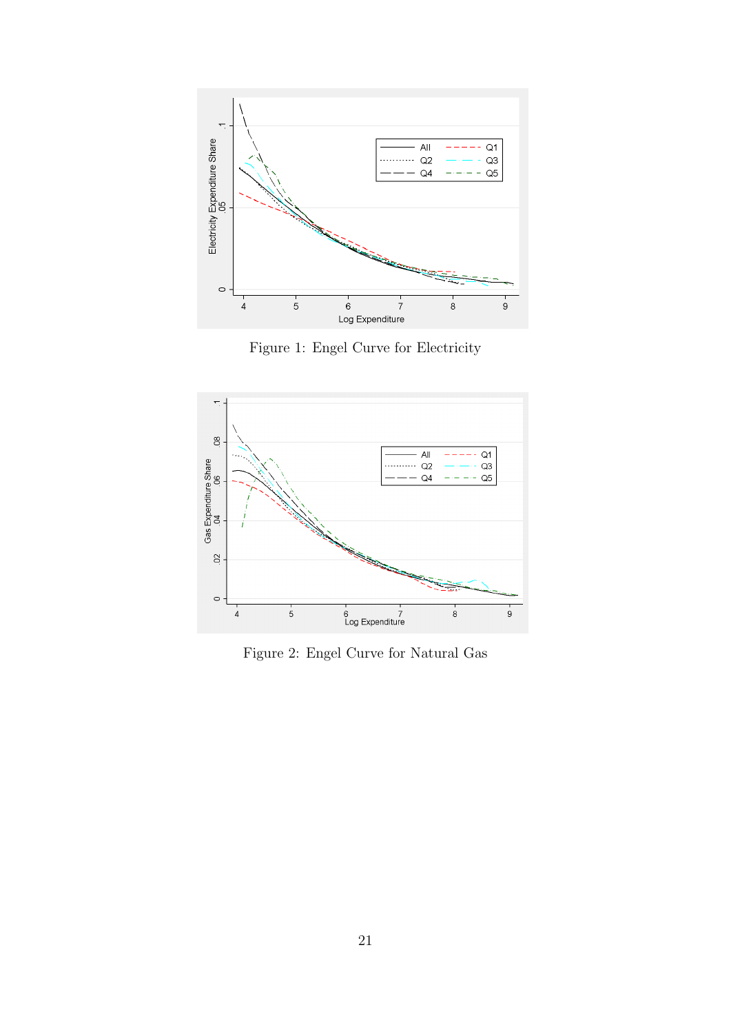Figure 1: Engel Curve for Electricity

Figure 2: Engel Curve for Natural Gas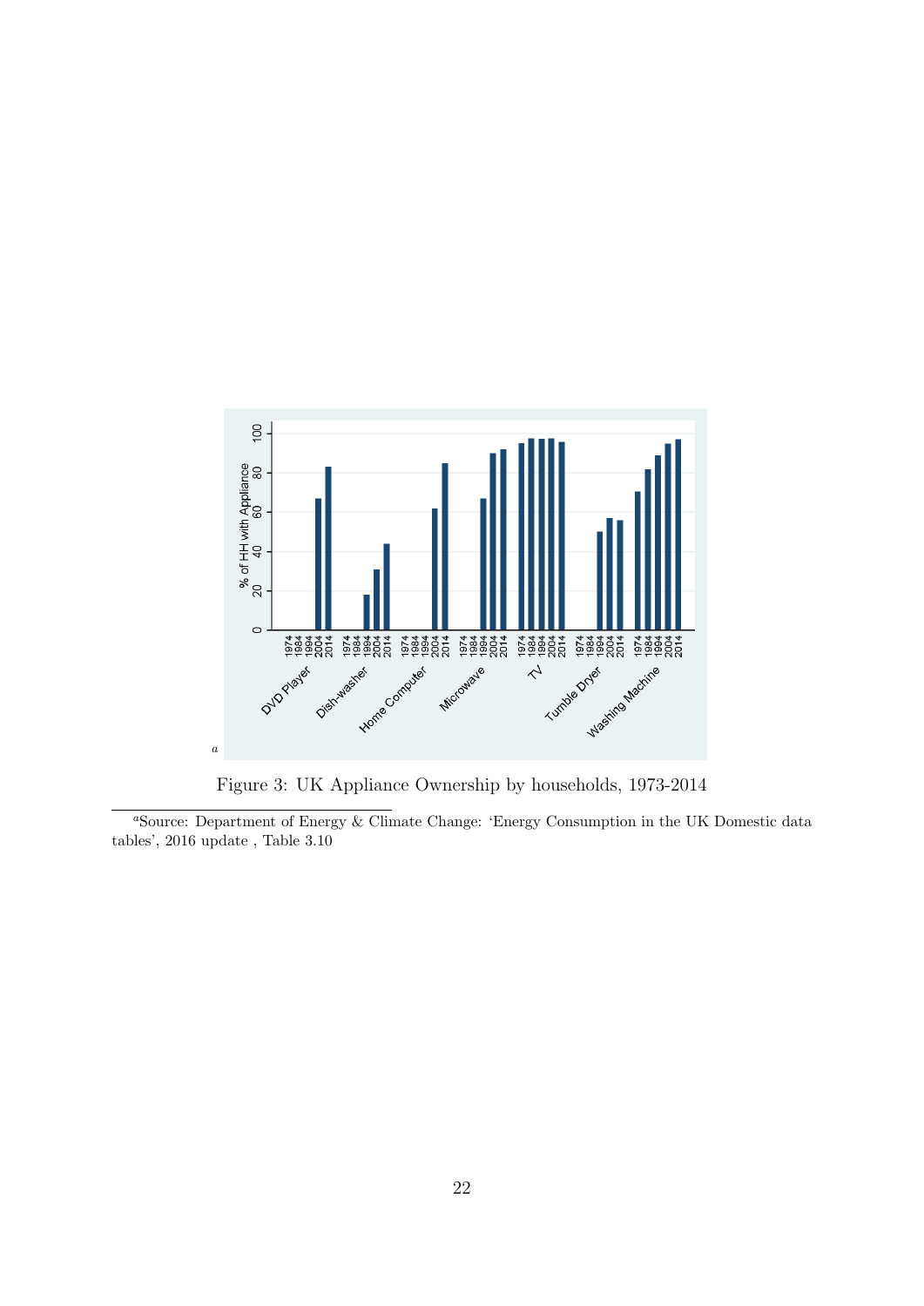Figure 3: UK Appliance Ownership by households, 1973-2014

[a]Source: Department of Energy & Climate Change: 'Energy Consumption in the UK Domestic data tables', 2016 update , Table 3.10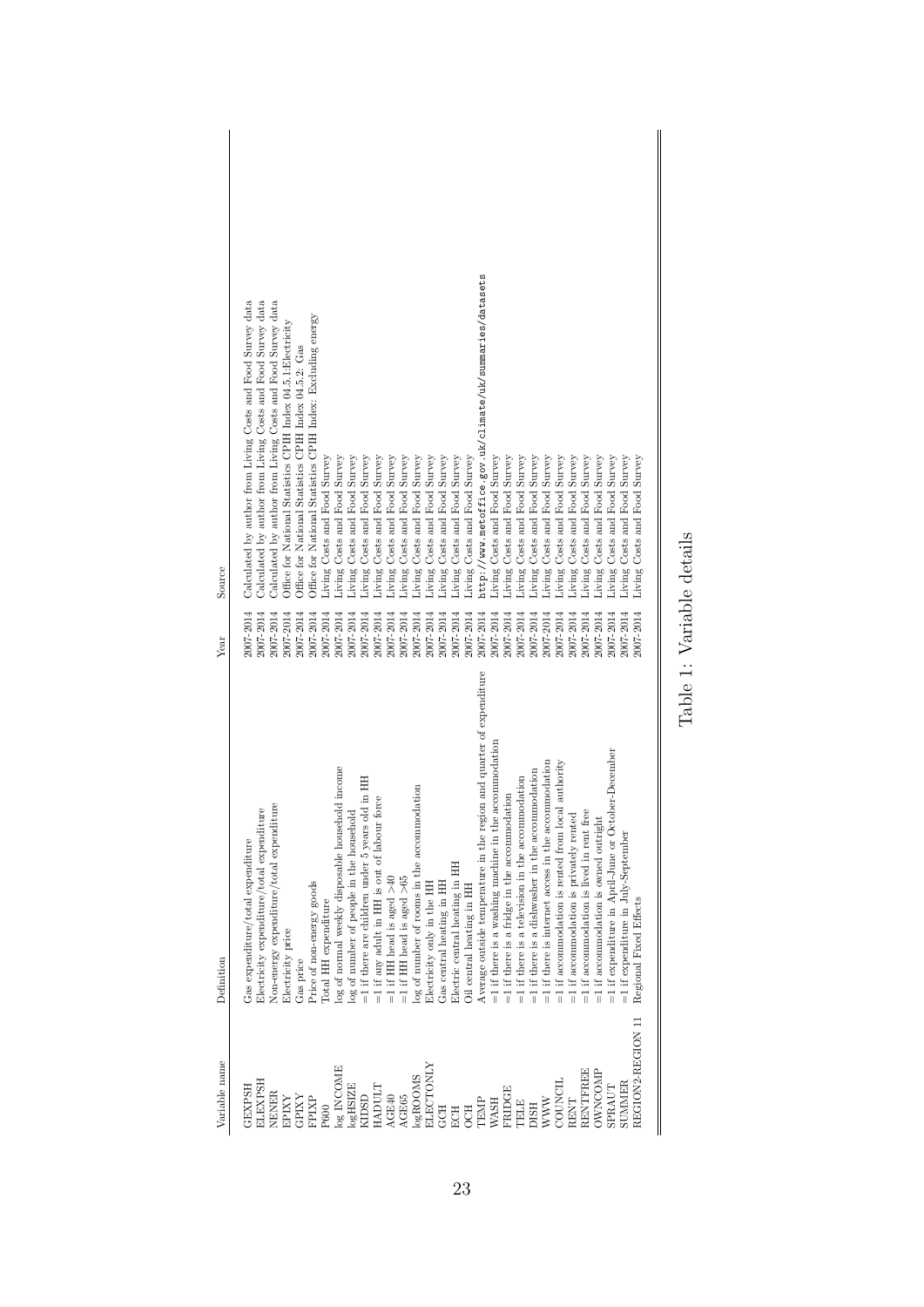| Variable name | Definition | Year | Source |
|---|---|---|---|
| GEXPSH | Gas expenditure/total expenditure | 2007-2014 | Calculated by author from Living Costs and Food Survey data |
| ELEXPSH | Electricity expenditure/total expenditure | 2007-2014 | Calculated by author from Living Costs and Food Survey data |
| NENER | Non-energy expenditure/total expenditure | 2007-2014 | Calculated by author from Living Costs and Food Survey data |
| EPIXY | Electricity price | 2007-2014 | Office for National Statistics CPIH Index 04.5.1:Electricity |
| GPIXY | Gas price | 2007-2014 | Office for National Statistics CPIH Index 04.5.2: Gas |
| FPIXP | Price of non-energy goods | 2007-2014 | Office for National Statistics CPIH Index: Excluding energy |
| P600 | Total HH expenditure | 2007-2014 | Living Costs and Food Survey |
| log INCOME | log of normal weekly disposable household income | 2007-2014 | Living Costs and Food Survey |
| logHSIZE | log of number of people in the household | 2007-2014 | Living Costs and Food Survey |
| KIDSD | =1 if there are children under 5 years old in HH | 2007-2014 | Living Costs and Food Survey |
| HADULT | =1 if any adult in HH is out of labour force | 2007-2014 | Living Costs and Food Survey |
| AGE40 | =1 if HH head is aged >40 | 2007-2014 | Living Costs and Food Survey |
| AGE65 | =1 if HH head is aged >65 | 2007-2014 | Living Costs and Food Survey |
| logROOMS | log of number of rooms in the accommodation | 2007-2014 | Living Costs and Food Survey |
| ELECTONLY | Electricity only in the HH | 2007-2014 | Living Costs and Food Survey |
| GCH | Gas central heating in HH | 2007-2014 | Living Costs and Food Survey |
| ECH | Electric central heating in HH | 2007-2014 | Living Costs and Food Survey |
| OCH | Oil central heating in HH | 2007-2014 | Living Costs and Food Survey |
| TEMP | Average outside temperature in the region and quarter of expenditure | 2007-2014 | http://www.metoffice.gov.uk/climate/uk/summaries/datasets |
| WASH | =1 if there is a washing machine in the accommodation | 2007-2014 | Living Costs and Food Survey |
| FRIDGE | =1 if there is a fridge in the accommodation | 2007-2014 | Living Costs and Food Survey |
| TELE | =1 if there is a television in the accommodation | 2007-2014 | Living Costs and Food Survey |
| DISH | =1 if there is a dishwasher in the accommodation | 2007-2014 | Living Costs and Food Survey |
| WWW | =1 if there is internet access in the accommodation | 2007-2014 | Living Costs and Food Survey |
| COUNCIL | =1 if accommodation is rented from local authority | 2007-2014 | Living Costs and Food Survey |
| RENT | =1 if accommodation is privately rented | 2007-2014 | Living Costs and Food Survey |
| RENTFREE | =1 if accommodation is lived in rent free | 2007-2014 | Living Costs and Food Survey |
| OWNCOMP | =1 if accommodation is owned outright | 2007-2014 | Living Costs and Food Survey |
| SPRAUT | =1 if expenditure in April-June or October-December | 2007-2014 | Living Costs and Food Survey |
| SUMMER | =1 if expenditure in July-September | 2007-2014 | Living Costs and Food Survey |
| REGION2-REGION 11 | Regional Fixed Effects | 2007-2014 | Living Costs and Food Survey |

Table 1: Variable details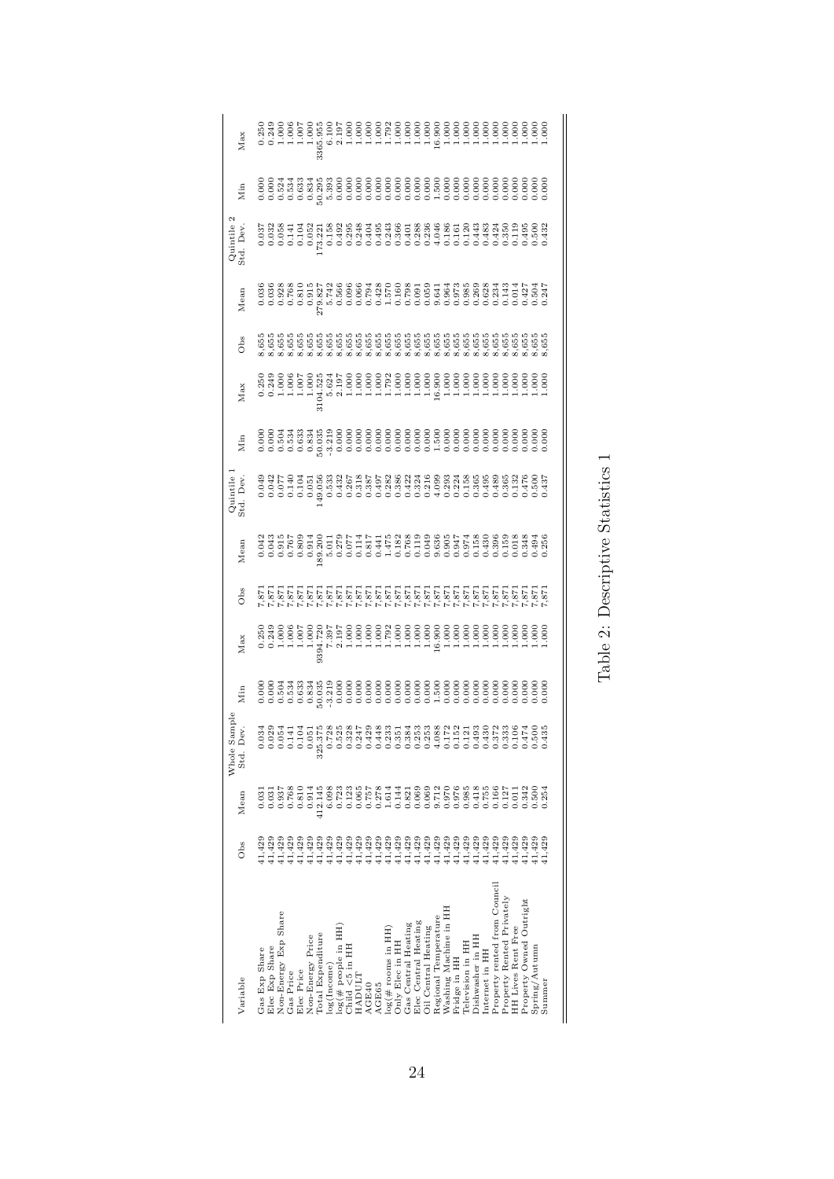| Variable | Whole Sample Obs | Mean | Std. Dev. | Min | Max | Quintile 1 Obs | Mean | Std. Dev. | Min | Max | Quintile 2 Obs | Mean | Std. Dev. | Min | Max |
|---|---|---|---|---|---|---|---|---|---|---|---|---|---|---|---|
| Gas Exp Share | 41,429 | 0.031 | 0.034 | 0.000 | 0.250 | 7,871 | 0.042 | 0.049 | 0.000 | 0.250 | 8,655 | 0.036 | 0.037 | 0.000 | 0.250 |
| Elec Exp Share | 41,429 | 0.031 | 0.029 | 0.000 | 0.249 | 7,871 | 0.043 | 0.042 | 0.000 | 0.249 | 8,655 | 0.036 | 0.032 | 0.000 | 0.249 |
| Non-Energy Exp Share | 41,429 | 0.937 | 0.054 | 0.504 | 1.000 | 7,871 | 0.915 | 0.077 | 0.504 | 1.000 | 8,655 | 0.928 | 0.058 | 0.524 | 1.000 |
| Gas Price | 41,429 | 0.768 | 0.141 | 0.534 | 1.006 | 7,871 | 0.767 | 0.140 | 0.534 | 1.006 | 8,655 | 0.768 | 0.141 | 0.534 | 1.006 |
| Elec Price | 41,429 | 0.810 | 0.104 | 0.633 | 1.007 | 7,871 | 0.809 | 0.104 | 0.633 | 1.007 | 8,655 | 0.810 | 0.104 | 0.633 | 1.007 |
| Non-Energy Price | 41,429 | 0.914 | 0.051 | 0.834 | 1.000 | 7,871 | 0.914 | 0.051 | 0.834 | 1.000 | 8,655 | 0.915 | 0.052 | 0.834 | 1.000 |
| Total Expenditure | 41,429 | 412.145 | 325.375 | 50.035 | 9394.720 | 7,871 | 189.200 | 149.056 | 50.035 | 3104.525 | 8,655 | 279.827 | 173.221 | 50.295 | 3365.955 |
| log(Income) | 41,429 | 6.098 | 0.728 | -3.219 | 7.397 | 7,871 | 5.011 | 0.533 | -3.219 | 5.624 | 8,655 | 5.742 | 0.158 | 5.393 | 6.100 |
| log(# people in HH) | 41,429 | 0.723 | 0.525 | 0.000 | 2.197 | 7,871 | 0.279 | 0.432 | 0.000 | 2.197 | 8,655 | 0.566 | 0.492 | 0.000 | 2.197 |
| Child <5 in HH | 41,429 | 0.123 | 0.328 | 0.000 | 1.000 | 7,871 | 0.077 | 0.267 | 0.000 | 1.000 | 8,655 | 0.096 | 0.295 | 0.000 | 1.000 |
| HADULT | 41,429 | 0.065 | 0.247 | 0.000 | 1.000 | 7,871 | 0.114 | 0.318 | 0.000 | 1.000 | 8,655 | 0.066 | 0.248 | 0.000 | 1.000 |
| AGE40 | 41,429 | 0.757 | 0.429 | 0.000 | 1.000 | 7,871 | 0.817 | 0.387 | 0.000 | 1.000 | 8,655 | 0.794 | 0.404 | 0.000 | 1.000 |
| AGE65 | 41,429 | 0.278 | 0.448 | 0.000 | 1.000 | 7,871 | 0.441 | 0.497 | 0.000 | 1.000 | 8,655 | 0.428 | 0.495 | 0.000 | 1.000 |
| log(# rooms in HH) | 41,429 | 1.614 | 0.233 | 0.000 | 1.792 | 7,871 | 1.475 | 0.282 | 0.000 | 1.792 | 8,655 | 1.570 | 0.243 | 0.000 | 1.792 |
| Only Elec in HH | 41,429 | 0.144 | 0.351 | 0.000 | 1.000 | 7,871 | 0.182 | 0.386 | 0.000 | 1.000 | 8,655 | 0.160 | 0.366 | 0.000 | 1.000 |
| Gas Central Heating | 41,429 | 0.821 | 0.384 | 0.000 | 1.000 | 7,871 | 0.768 | 0.422 | 0.000 | 1.000 | 8,655 | 0.798 | 0.401 | 0.000 | 1.000 |
| Elec Central Heating | 41,429 | 0.069 | 0.253 | 0.000 | 1.000 | 7,871 | 0.119 | 0.324 | 0.000 | 1.000 | 8,655 | 0.091 | 0.288 | 0.000 | 1.000 |
| Oil Central Heating | 41,429 | 0.069 | 0.253 | 0.000 | 1.000 | 7,871 | 0.049 | 0.216 | 0.000 | 1.000 | 8,655 | 0.059 | 0.236 | 0.000 | 1.000 |
| Regional Temperature | 41,429 | 9.712 | 4.088 | 1.500 | 16.900 | 7,871 | 9.636 | 4.099 | 1.500 | 16.900 | 8,655 | 9.641 | 4.046 | 1.500 | 16.900 |
| Washing Machine in HH | 41,429 | 0.970 | 0.172 | 0.000 | 1.000 | 7,871 | 0.905 | 0.293 | 0.000 | 1.000 | 8,655 | 0.964 | 0.186 | 0.000 | 1.000 |
| Fridge in HH | 41,429 | 0.976 | 0.152 | 0.000 | 1.000 | 7,871 | 0.947 | 0.224 | 0.000 | 1.000 | 8,655 | 0.973 | 0.161 | 0.000 | 1.000 |
| Television in HH | 41,429 | 0.985 | 0.121 | 0.000 | 1.000 | 7,871 | 0.974 | 0.158 | 0.000 | 1.000 | 8,655 | 0.985 | 0.120 | 0.000 | 1.000 |
| Dishwasher in HH | 41,429 | 0.418 | 0.493 | 0.000 | 1.000 | 7,871 | 0.158 | 0.365 | 0.000 | 1.000 | 8,655 | 0.269 | 0.443 | 0.000 | 1.000 |
| Internet in HH | 41,429 | 0.755 | 0.430 | 0.000 | 1.000 | 7,871 | 0.430 | 0.495 | 0.000 | 1.000 | 8,655 | 0.628 | 0.483 | 0.000 | 1.000 |
| Property rented from Council | 41,429 | 0.166 | 0.372 | 0.000 | 1.000 | 7,871 | 0.396 | 0.489 | 0.000 | 1.000 | 8,655 | 0.234 | 0.424 | 0.000 | 1.000 |
| Property Rented Privately | 41,429 | 0.127 | 0.333 | 0.000 | 1.000 | 7,871 | 0.159 | 0.365 | 0.000 | 1.000 | 8,655 | 0.143 | 0.350 | 0.000 | 1.000 |
| HH Lives Rent Free | 41,429 | 0.011 | 0.106 | 0.000 | 1.000 | 7,871 | 0.018 | 0.132 | 0.000 | 1.000 | 8,655 | 0.014 | 0.119 | 0.000 | 1.000 |
| Property Owned Outright | 41,429 | 0.342 | 0.474 | 0.000 | 1.000 | 7,871 | 0.348 | 0.476 | 0.000 | 1.000 | 8,655 | 0.427 | 0.495 | 0.000 | 1.000 |
| Spring/Autumn | 41,429 | 0.500 | 0.500 | 0.000 | 1.000 | 7,871 | 0.494 | 0.500 | 0.000 | 1.000 | 8,655 | 0.504 | 0.500 | 0.000 | 1.000 |
| Summer | 41,429 | 0.254 | 0.435 | 0.000 | 1.000 | 7,871 | 0.256 | 0.437 | 0.000 | 1.000 | 8,655 | 0.247 | 0.432 | 0.000 | 1.000 |

Table 2: Descriptive Statistics 1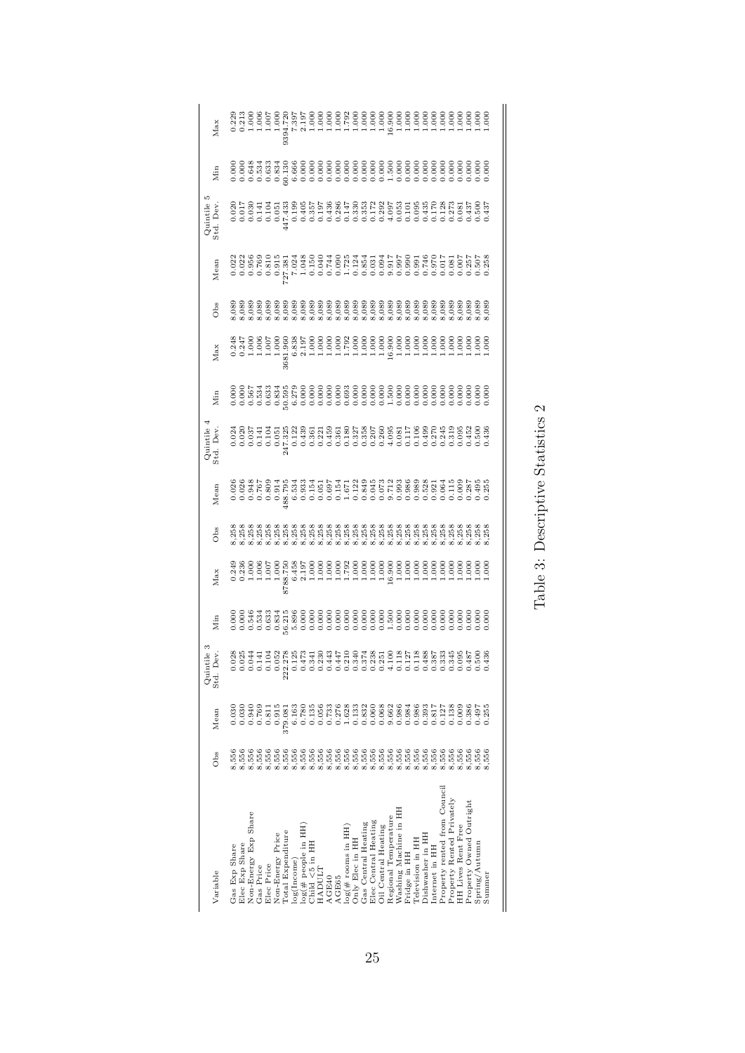| Variable | Quintile 3 | | | | | Quintile 4 | | | | | Quintile 5 | | | | |
|---|---|---|---|---|---|---|---|---|---|---|---|---|---|---|---|
| | Obs | Mean | Std. Dev. | Min | Max | Obs | Mean | Std. Dev. | Min | Max | Obs | Mean | Std. Dev. | Min | Max |
| Gas Exp Share | 8,556 | 0.030 | 0.028 | 0.000 | 0.249 | 8,258 | 0.026 | 0.024 | 0.000 | 0.248 | 8,089 | 0.022 | 0.020 | 0.000 | 0.229 |
| Elec Exp Share | 8,556 | 0.030 | 0.025 | 0.000 | 0.236 | 8,258 | 0.026 | 0.020 | 0.000 | 0.247 | 8,089 | 0.022 | 0.017 | 0.000 | 0.213 |
| Non-Energy Exp Share | 8,556 | 0.940 | 0.044 | 0.546 | 1.000 | 8,258 | 0.948 | 0.037 | 0.567 | 1.000 | 8,089 | 0.956 | 0.030 | 0.648 | 1.000 |
| Gas Price | 8,556 | 0.769 | 0.141 | 0.534 | 1.006 | 8,258 | 0.767 | 0.141 | 0.534 | 1.006 | 8,089 | 0.769 | 0.141 | 0.534 | 1.006 |
| Elec Price | 8,556 | 0.811 | 0.104 | 0.633 | 1.007 | 8,258 | 0.809 | 0.104 | 0.633 | 1.007 | 8,089 | 0.810 | 0.104 | 0.633 | 1.007 |
| Non-Energy Price | 8,556 | 0.915 | 0.052 | 0.834 | 1.000 | 8,258 | 0.914 | 0.051 | 0.834 | 1.000 | 8,089 | 0.915 | 0.051 | 0.834 | 1.000 |
| Total Expenditure | 8,556 | 379.081 | 222.278 | 56.215 | 8788.750 | 8,258 | 488.795 | 247.325 | 50.595 | 3681.960 | 8,089 | 727.381 | 447.433 | 60.130 | 9394.720 |
| log(Income) | 8,556 | 6.163 | 0.125 | 5.896 | 6.458 | 8,258 | 6.534 | 0.122 | 6.279 | 6.838 | 8,089 | 7.024 | 0.199 | 6.666 | 7.397 |
| log(# people in HH) | 8,556 | 0.780 | 0.473 | 0.000 | 2.197 | 8,258 | 0.933 | 0.439 | 0.000 | 2.197 | 8,089 | 1.048 | 0.405 | 0.000 | 2.197 |
| Child <5 in HH | 8,556 | 0.135 | 0.341 | 0.000 | 1.000 | 8,258 | 0.154 | 0.361 | 0.000 | 1.000 | 8,089 | 0.150 | 0.357 | 0.000 | 1.000 |
| HADULT | 8,556 | 0.056 | 0.230 | 0.000 | 1.000 | 8,258 | 0.051 | 0.221 | 0.000 | 1.000 | 8,089 | 0.040 | 0.197 | 0.000 | 1.000 |
| AGE40 | 8,556 | 0.733 | 0.443 | 0.000 | 1.000 | 8,258 | 0.697 | 0.459 | 0.000 | 1.000 | 8,089 | 0.744 | 0.436 | 0.000 | 1.000 |
| AGE65 | 8,556 | 0.276 | 0.447 | 0.000 | 1.000 | 8,258 | 0.154 | 0.361 | 0.000 | 1.000 | 8,089 | 0.090 | 0.286 | 0.000 | 1.000 |
| log(# rooms in HH) | 8,556 | 1.628 | 0.210 | 0.000 | 1.792 | 8,258 | 1.671 | 0.180 | 0.693 | 1.792 | 8,089 | 1.725 | 0.147 | 0.000 | 1.792 |
| Only Elec in HH | 8,556 | 0.133 | 0.340 | 0.000 | 1.000 | 8,258 | 0.122 | 0.327 | 0.000 | 1.000 | 8,089 | 0.124 | 0.330 | 0.000 | 1.000 |
| Gas Central Heating | 8,556 | 0.832 | 0.374 | 0.000 | 1.000 | 8,258 | 0.849 | 0.358 | 0.000 | 1.000 | 8,089 | 0.854 | 0.353 | 0.000 | 1.000 |
| Elec Central Heating | 8,556 | 0.060 | 0.238 | 0.000 | 1.000 | 8,258 | 0.045 | 0.207 | 0.000 | 1.000 | 8,089 | 0.031 | 0.172 | 0.000 | 1.000 |
| Oil Central Heating | 8,556 | 0.068 | 0.251 | 0.000 | 1.000 | 8,258 | 0.073 | 0.260 | 0.000 | 1.000 | 8,089 | 0.094 | 0.292 | 0.000 | 1.000 |
| Regional Temperature | 8,556 | 9.662 | 4.100 | 1.500 | 16.900 | 8,258 | 9.712 | 4.095 | 1.500 | 16.900 | 8,089 | 9.917 | 4.097 | 1.500 | 16.900 |
| Washing Machine in HH | 8,556 | 0.986 | 0.118 | 0.000 | 1.000 | 8,258 | 0.993 | 0.081 | 0.000 | 1.000 | 8,089 | 0.997 | 0.053 | 0.000 | 1.000 |
| Fridge in HH | 8,556 | 0.984 | 0.127 | 0.000 | 1.000 | 8,258 | 0.986 | 0.117 | 0.000 | 1.000 | 8,089 | 0.990 | 0.101 | 0.000 | 1.000 |
| Television in HH | 8,556 | 0.986 | 0.118 | 0.000 | 1.000 | 8,258 | 0.989 | 0.106 | 0.000 | 1.000 | 8,089 | 0.991 | 0.095 | 0.000 | 1.000 |
| Dishwasher in HH | 8,556 | 0.393 | 0.488 | 0.000 | 1.000 | 8,258 | 0.528 | 0.499 | 0.000 | 1.000 | 8,089 | 0.746 | 0.435 | 0.000 | 1.000 |
| Internet in HH | 8,556 | 0.817 | 0.387 | 0.000 | 1.000 | 8,258 | 0.921 | 0.270 | 0.000 | 1.000 | 8,089 | 0.970 | 0.170 | 0.000 | 1.000 |
| Property rented from Council | 8,556 | 0.127 | 0.333 | 0.000 | 1.000 | 8,258 | 0.064 | 0.245 | 0.000 | 1.000 | 8,089 | 0.017 | 0.128 | 0.000 | 1.000 |
| Property Rented Privately | 8,556 | 0.138 | 0.345 | 0.000 | 1.000 | 8,258 | 0.115 | 0.319 | 0.000 | 1.000 | 8,089 | 0.081 | 0.273 | 0.000 | 1.000 |
| HH Lives Rent Free | 8,556 | 0.009 | 0.095 | 0.000 | 1.000 | 8,258 | 0.009 | 0.095 | 0.000 | 1.000 | 8,089 | 0.007 | 0.081 | 0.000 | 1.000 |
| Property Owned Outright | 8,556 | 0.386 | 0.487 | 0.000 | 1.000 | 8,258 | 0.287 | 0.452 | 0.000 | 1.000 | 8,089 | 0.257 | 0.437 | 0.000 | 1.000 |
| Spring/Autumn | 8,556 | 0.497 | 0.500 | 0.000 | 1.000 | 8,258 | 0.495 | 0.500 | 0.000 | 1.000 | 8,089 | 0.507 | 0.500 | 0.000 | 1.000 |
| Summer | 8,556 | 0.255 | 0.436 | 0.000 | 1.000 | 8,258 | 0.255 | 0.436 | 0.000 | 1.000 | 8,089 | 0.258 | 0.437 | 0.000 | 1.000 |

Table 3: Descriptive Statistics 2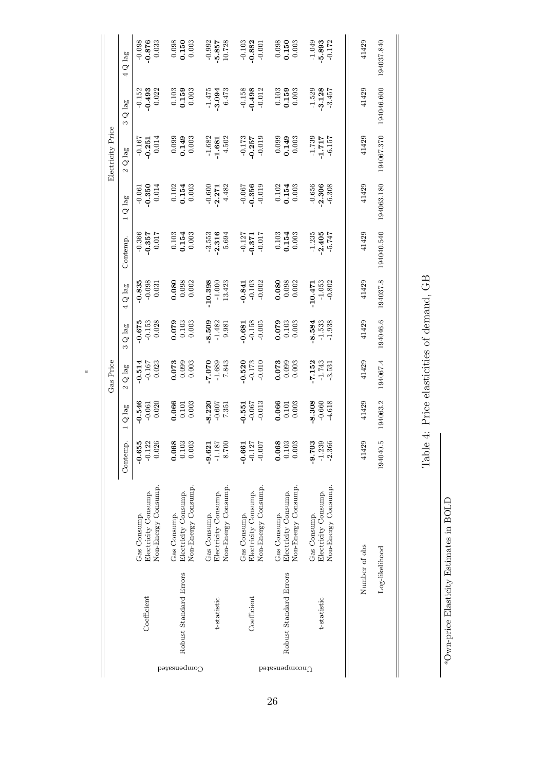| | | | Gas Price | | | | | Electricity Price | | | | |
|---|---|---|---|---|---|---|---|---|---|---|---|---|
| | | | Contemp. | 1 Q lag | 2 Q lag | 3 Q lag | 4 Q lag | Contemp. | 1 Q lag | 2 Q lag | 3 Q lag | 4 Q lag |
| Compensated | Coefficient | Gas Consump. | **-0.655** | **-0.546** | **-0.514** | **-0.675** | **-0.835** | -0.366 | -0.061 | -0.167 | -0.152 | -0.098 |
| | | Electricity Consump. | -0.122 | -0.061 | -0.167 | -0.153 | -0.098 | **-0.357** | **-0.350** | **-0.251** | **-0.493** | **-0.876** |
| | | Non-Energy Consump. | 0.026 | 0.020 | 0.023 | 0.028 | 0.031 | 0.017 | 0.014 | 0.014 | 0.022 | 0.033 |
| | Robust Standard Errors | Gas Consump. | **0.068** | **0.066** | **0.073** | **0.079** | **0.080** | 0.103 | 0.102 | 0.099 | 0.103 | 0.098 |
| | | Electricity Consump. | 0.103 | 0.101 | 0.099 | 0.103 | 0.098 | **0.154** | **0.154** | **0.149** | **0.159** | **0.150** |
| | | Non-Energy Consump. | 0.003 | 0.003 | 0.003 | 0.003 | 0.002 | 0.003 | 0.003 | 0.003 | 0.003 | 0.003 |
| | t-statistic | Gas Consump. | **-9.621** | **-8.220** | **-7.070** | **-8.509** | **-10.398** | -3.553 | -0.600 | -1.682 | -1.475 | -0.992 |
| | | Electricity Consump. | -1.187 | -0.607 | -1.689 | -1.482 | -1.000 | **-2.316** | **-2.271** | **-1.681** | **-3.094** | **-5.857** |
| | | Non-Energy Consump. | 8.700 | 7.351 | 7.843 | 9.981 | 13.423 | 5.694 | 4.482 | 4.502 | 6.473 | 10.728 |
| Uncompensated | Coefficient | Gas Consump. | **-0.661** | **-0.551** | **-0.520** | **-0.681** | **-0.841** | -0.127 | -0.067 | -0.173 | -0.158 | -0.103 |
| | | Electricity Consump. | -0.127 | -0.067 | -0.173 | -0.158 | -0.103 | **-0.371** | **-0.356** | **-0.257** | **-0.498** | **-0.882** |
| | | Non-Energy Consump. | -0.007 | -0.013 | -0.010 | -0.005 | -0.002 | -0.017 | -0.019 | -0.019 | -0.012 | -0.001 |
| | Robust Standard Errors | Gas Consump. | **0.068** | **0.066** | **0.073** | **0.079** | **0.080** | 0.103 | 0.102 | 0.099 | 0.103 | 0.098 |
| | | Electricity Consump. | 0.103 | 0.101 | 0.099 | 0.103 | 0.098 | **0.154** | **0.154** | **0.149** | **0.159** | **0.150** |
| | | Non-Energy Consump. | 0.003 | 0.003 | 0.003 | 0.003 | 0.002 | 0.003 | 0.003 | 0.003 | 0.003 | 0.003 |
| | t-statistic | Gas Consump. | **-9.703** | **-8.308** | **-7.152** | **-8.584** | **-10.471** | -1.235 | -0.656 | -1.739 | -1.529 | -1.049 |
| | | Electricity Consump. | -1.239 | -0.660 | -1.743 | -1.533 | -1.053 | **-2.405** | **-2.306** | **-1.717** | **-3.128** | **-5.893** |
| | | Non-Energy Consump. | -2.366 | -4.618 | -3.531 | -1.938 | -0.802 | -5.747 | -6.308 | -6.157 | -3.457 | -0.172 |
| | Number of obs | | 41429 | 41429 | 41429 | 41429 | 41429 | 41429 | 41429 | 41429 | 41429 | 41429 |
| | Log-likelihood | | 194040.5 | 194063.2 | 194067.4 | 194046.6 | 194037.8 | 194040.540 | 194063.180 | 194067.370 | 194046.600 | 194037.840 |

Table 4: Price elasticities of demand, GB [a]

[a] Own-price Elasticity Estimates in BOLD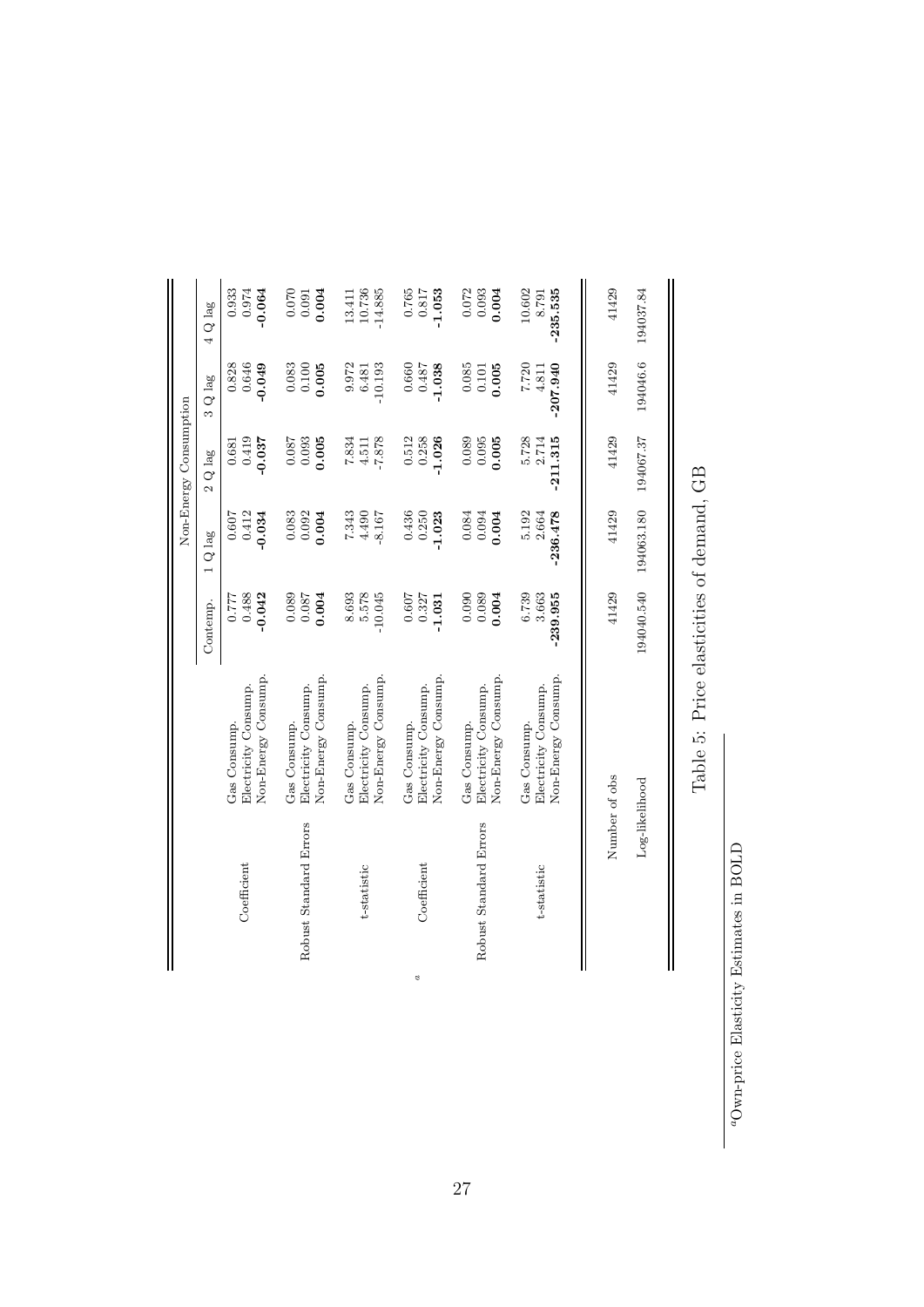| | | Non-Energy Consumption | | | | |
|---|---|---|---|---|---|---|
| | | Contemp. | 1 Q lag | 2 Q lag | 3 Q lag | 4 Q lag |
| Coefficient | Gas Consump. | 0.777 | 0.607 | 0.681 | 0.828 | 0.933 |
| | Electricity Consump. | 0.488 | 0.412 | 0.419 | 0.646 | 0.974 |
| | Non-Energy Consump. | **-0.042** | **-0.034** | **-0.037** | **-0.049** | **-0.064** |
| Robust Standard Errors | Gas Consump. | 0.089 | 0.083 | 0.087 | 0.083 | 0.070 |
| | Electricity Consump. | 0.087 | 0.092 | 0.093 | 0.100 | 0.091 |
| | Non-Energy Consump. | **0.004** | **0.004** | **0.005** | **0.005** | **0.004** |
| t-statistic | Gas Consump. | 8.693 | 7.343 | 7.834 | 9.972 | 13.411 |
| | Electricity Consump. | 5.578 | 4.490 | 4.511 | 6.481 | 10.736 |
| | Non-Energy Consump. | -10.045 | -8.167 | -7.878 | -10.193 | -14.885 |
| Coefficient [a] | Gas Consump. | 0.607 | 0.436 | 0.512 | 0.660 | 0.765 |
| | Electricity Consump. | 0.327 | 0.250 | 0.258 | 0.487 | 0.817 |
| | Non-Energy Consump. | **-1.031** | **-1.023** | **-1.026** | **-1.038** | **-1.053** |
| Robust Standard Errors | Gas Consump. | 0.090 | 0.084 | 0.089 | 0.085 | 0.072 |
| | Electricity Consump. | 0.089 | 0.094 | 0.095 | 0.101 | 0.093 |
| | Non-Energy Consump. | **0.004** | **0.004** | **0.005** | **0.005** | **0.004** |
| t-statistic | Gas Consump. | 6.739 | 5.192 | 5.728 | 7.720 | 10.602 |
| | Electricity Consump. | 3.663 | 2.664 | 2.714 | 4.811 | 8.791 |
| | Non-Energy Consump. | **-239.955** | **-236.478** | **-211.315** | **-207.940** | **-235.535** |
| Number of obs | | 41429 | 41429 | 41429 | 41429 | 41429 |
| Log-likelihood | | 194040.540 | 194063.180 | 194067.37 | 194046.6 | 194037.84 |

Table 5: Price elasticities of demand, GB

[a] Own-price Elasticity Estimates in BOLD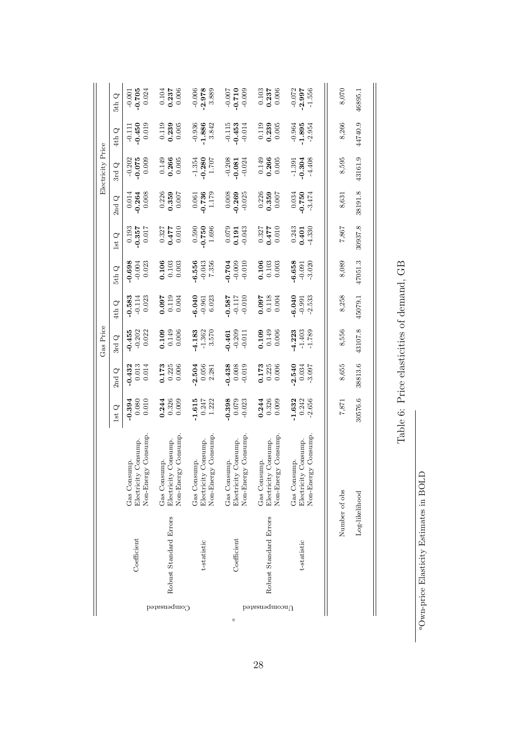| | | | Gas Price | | | | | Electricity Price | | | | |
|---|---|---|---|---|---|---|---|---|---|---|---|---|
| | | | 1st Q | 2nd Q | 3rd Q | 4th Q | 5th Q | 1st Q | 2nd Q | 3rd Q | 4th Q | 5th Q |
| Compensated | Coefficient | Gas Consump. | **-0.394** | **-0.432** | **-0.455** | **-0.583** | **-0.698** | 0.193 | 0.014 | -0.202 | -0.111 | -0.001 |
| | | Electricity Consump. | 0.080 | 0.013 | -0.202 | -0.114 | -0.004 | **-0.357** | **-0.264** | **-0.075** | **-0.450** | **-0.705** |
| | | Non-Energy Consump. | 0.010 | 0.014 | 0.022 | 0.023 | 0.023 | 0.017 | 0.008 | 0.009 | 0.019 | 0.024 |
| | Robust Standard Errors | Gas Consump. | **0.244** | **0.173** | **0.109** | **0.097** | **0.106** | 0.327 | 0.226 | 0.149 | 0.119 | 0.104 |
| | | Electricity Consump. | 0.326 | 0.225 | 0.149 | 0.119 | 0.103 | **0.477** | **0.359** | **0.266** | **0.239** | **0.237** |
| | | Non-Energy Consump. | 0.009 | 0.006 | 0.006 | 0.004 | 0.003 | 0.010 | 0.007 | 0.005 | 0.005 | 0.006 |
| | t-statistic | Gas Consump. | **-1.615** | **-2.504** | **-4.183** | **-6.040** | **-6.556** | 0.590 | 0.061 | -1.354 | -0.936 | -0.006 |
| | | Electricity Consump. | 0.247 | 0.056 | -1.362 | -0.961 | -0.043 | **-0.750** | **-0.736** | **-0.280** | **-1.886** | **-2.978** |
| | | Non-Energy Consump. | 1.222 | 2.281 | 3.570 | 6.023 | 7.356 | 1.696 | 1.179 | 1.707 | 3.842 | 3.889 |
| Uncompensated[a] | Coefficient | Gas Consump. | **-0.398** | **-0.438** | **-0.461** | **-0.587** | **-0.704** | 0.079 | 0.008 | -0.208 | -0.115 | -0.007 |
| | | Electricity Consump. | 0.079 | 0.008 | -0.209 | -0.117 | -0.009 | **0.191** | **-0.269** | **-0.081** | **-0.453** | **-0.710** |
| | | Non-Energy Consump. | -0.023 | -0.019 | -0.011 | -0.010 | -0.010 | -0.043 | -0.025 | -0.024 | -0.014 | -0.009 |
| | Robust Standard Errors | Gas Consump. | **0.244** | **0.173** | **0.109** | **0.097** | **0.106** | 0.327 | 0.226 | 0.149 | 0.119 | 0.103 |
| | | Electricity Consump. | 0.326 | 0.225 | 0.149 | 0.118 | 0.103 | **0.477** | **0.359** | **0.266** | **0.239** | **0.237** |
| | | Non-Energy Consump. | 0.009 | 0.006 | 0.006 | 0.004 | 0.003 | 0.010 | 0.007 | 0.005 | 0.005 | 0.006 |
| | t-statistic | Gas Consump. | **-1.632** | **-2.540** | **-4.223** | **-6.040** | **-6.658** | 0.243 | 0.034 | -1.391 | -0.964 | -0.072 |
| | | Electricity Consump. | 0.242 | 0.034 | -1.403 | -0.991 | -0.091 | **0.401** | **-0.750** | **-0.304** | **-1.895** | **-2.997** |
| | | Non-Energy Consump. | -2.656 | -3.097 | -1.789 | -2.533 | -3.020 | -4.330 | -3.474 | -4.408 | -2.954 | -1.556 |
| | Number of obs | | 7,871 | 8,655 | 8,556 | 8,258 | 8,089 | 7,867 | 8,631 | 8,595 | 8,266 | 8,070 |
| | Log-likelihood | | 30576.6 | 38813.6 | 43107.8 | 45079.1 | 47051.3 | 30937.8 | 38191.8 | 43161.9 | 44740.9 | 46895.1 |

Table 6: Price elasticities of demand, GB

[a] Own-price Elasticity Estimates in BOLD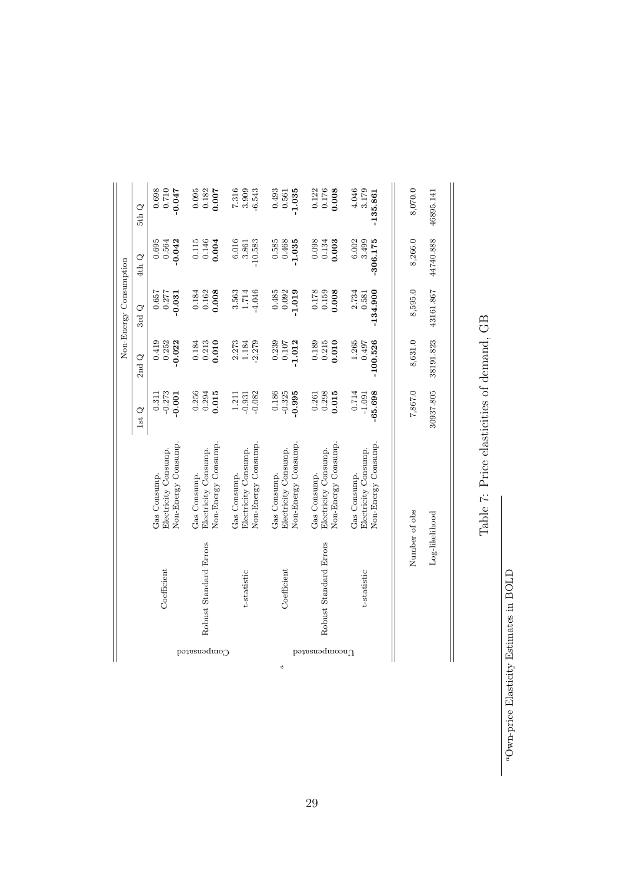| | | | Non-Energy Consumption | | | | |
|---|---|---|---|---|---|---|---|
| | | | 1st Q | 2nd Q | 3rd Q | 4th Q | 5th Q |
| Compensated | Coefficient | Gas Consump. | 0.311 | 0.419 | 0.657 | 0.695 | 0.698 |
| | | Electricity Consump. | -0.273 | 0.252 | 0.277 | 0.564 | 0.710 |
| | | Non-Energy Consump. | **-0.001** | **-0.022** | **-0.031** | **-0.042** | **-0.047** |
| | Robust Standard Errors | Gas Consump. | 0.256 | 0.184 | 0.184 | 0.115 | 0.095 |
| | | Electricity Consump. | 0.294 | 0.213 | 0.162 | 0.146 | 0.182 |
| | | Non-Energy Consump. | **0.015** | **0.010** | **0.008** | **0.004** | **0.007** |
| | t-statistic | Gas Consump. | 1.211 | 2.273 | 3.563 | 6.016 | 7.316 |
| | | Electricity Consump. | -0.931 | 1.184 | 1.714 | 3.861 | 3.909 |
| | | Non-Energy Consump. | -0.082 | -2.279 | -4.046 | -10.583 | -6.543 |
| Uncompensated[a] | Coefficient | Gas Consump. | 0.186 | 0.239 | 0.485 | 0.585 | 0.493 |
| | | Electricity Consump. | -0.325 | 0.107 | 0.092 | 0.468 | 0.561 |
| | | Non-Energy Consump. | **-0.995** | **-1.012** | **-1.019** | **-1.035** | **-1.035** |
| | Robust Standard Errors | Gas Consump. | 0.261 | 0.189 | 0.178 | 0.098 | 0.122 |
| | | Electricity Consump. | 0.298 | 0.215 | 0.159 | 0.134 | 0.176 |
| | | Non-Energy Consump. | **0.015** | **0.010** | **0.008** | **0.003** | **0.008** |
| | t-statistic | Gas Consump. | 0.714 | 1.265 | 2.734 | 6.002 | 4.046 |
| | | Electricity Consump. | -1.091 | 0.497 | 0.581 | 3.499 | 3.179 |
| | | Non-Energy Consump. | **-65.698** | **-100.526** | **-134.900** | **-306.175** | **-135.861** |
| Number of obs | | | 7,867.0 | 8,631.0 | 8,595.0 | 8,266.0 | 8,070.0 |
| Log-likelihood | | | 30937.805 | 38191.823 | 43161.867 | 44740.888 | 46895.141 |

Table 7: Price elasticities of demand, GB

[a]Own-price Elasticity Estimates in BOLD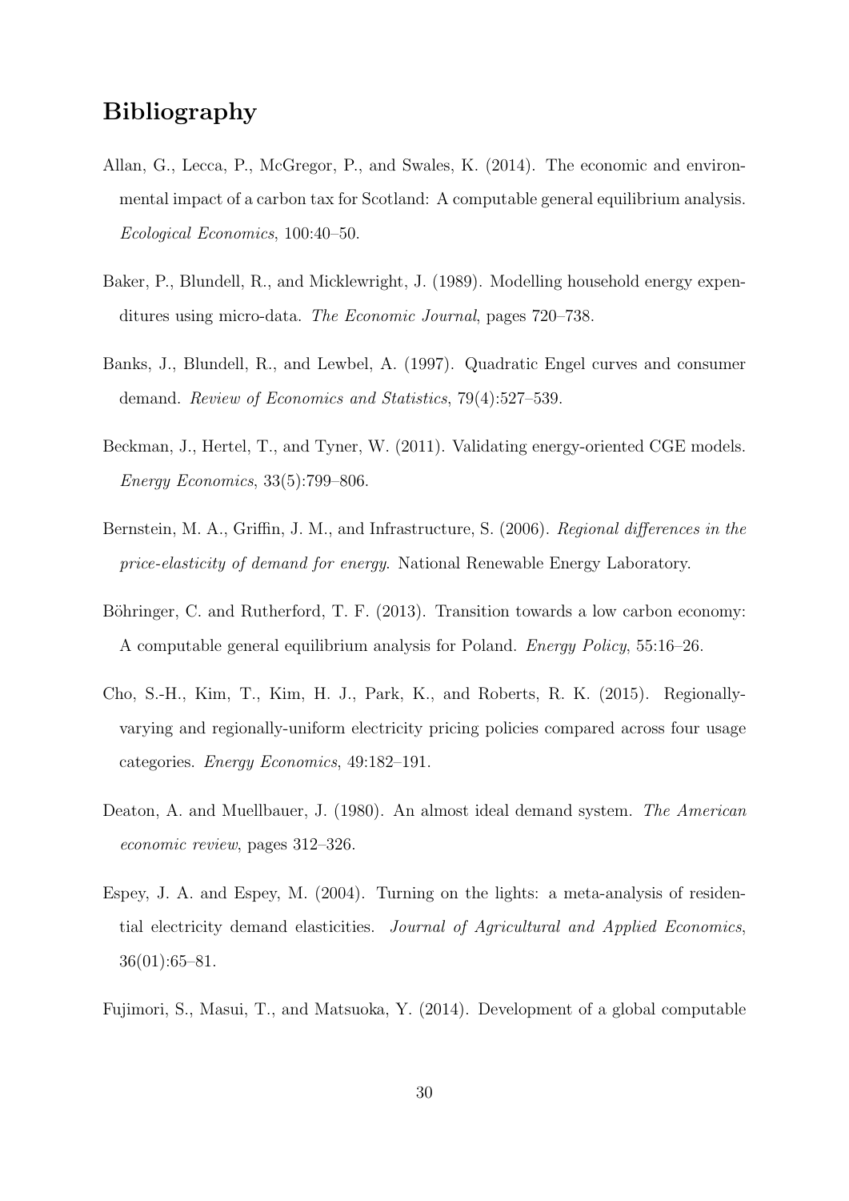# Bibliography

Allan, G., Lecca, P., McGregor, P., and Swales, K. (2014). The economic and environmental impact of a carbon tax for Scotland: A computable general equilibrium analysis. *Ecological Economics*, 100:40–50.

Baker, P., Blundell, R., and Micklewright, J. (1989). Modelling household energy expenditures using micro-data. *The Economic Journal*, pages 720–738.

Banks, J., Blundell, R., and Lewbel, A. (1997). Quadratic Engel curves and consumer demand. *Review of Economics and Statistics*, 79(4):527–539.

Beckman, J., Hertel, T., and Tyner, W. (2011). Validating energy-oriented CGE models. *Energy Economics*, 33(5):799–806.

Bernstein, M. A., Griffin, J. M., and Infrastructure, S. (2006). *Regional differences in the price-elasticity of demand for energy*. National Renewable Energy Laboratory.

Böhringer, C. and Rutherford, T. F. (2013). Transition towards a low carbon economy: A computable general equilibrium analysis for Poland. *Energy Policy*, 55:16–26.

Cho, S.-H., Kim, T., Kim, H. J., Park, K., and Roberts, R. K. (2015). Regionally-varying and regionally-uniform electricity pricing policies compared across four usage categories. *Energy Economics*, 49:182–191.

Deaton, A. and Muellbauer, J. (1980). An almost ideal demand system. *The American economic review*, pages 312–326.

Espey, J. A. and Espey, M. (2004). Turning on the lights: a meta-analysis of residential electricity demand elasticities. *Journal of Agricultural and Applied Economics*, 36(01):65–81.

Fujimori, S., Masui, T., and Matsuoka, Y. (2014). Development of a global computable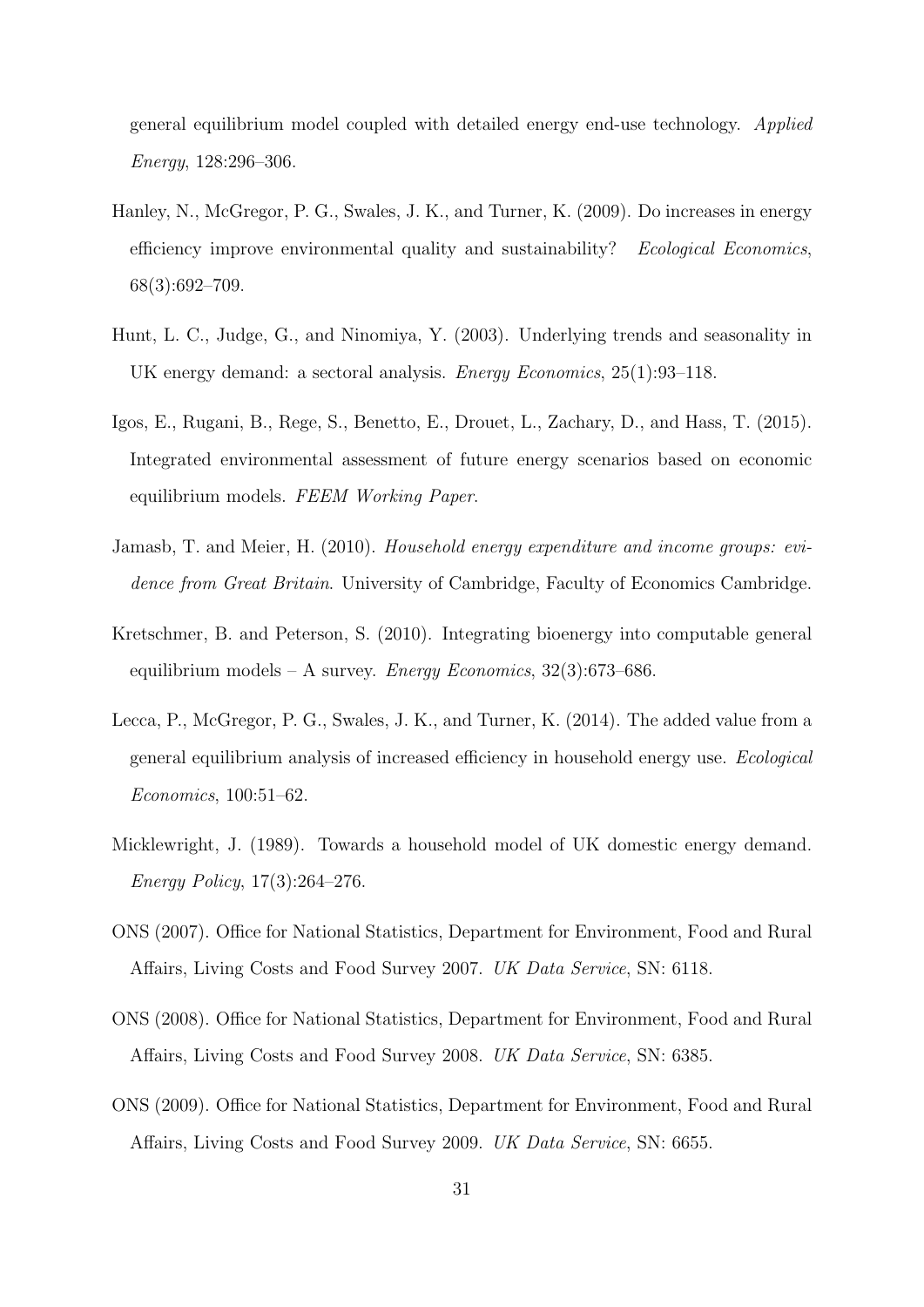general equilibrium model coupled with detailed energy end-use technology. *Applied Energy*, 128:296–306.

Hanley, N., McGregor, P. G., Swales, J. K., and Turner, K. (2009). Do increases in energy efficiency improve environmental quality and sustainability? *Ecological Economics*, 68(3):692–709.

Hunt, L. C., Judge, G., and Ninomiya, Y. (2003). Underlying trends and seasonality in UK energy demand: a sectoral analysis. *Energy Economics*, 25(1):93–118.

Igos, E., Rugani, B., Rege, S., Benetto, E., Drouet, L., Zachary, D., and Hass, T. (2015). Integrated environmental assessment of future energy scenarios based on economic equilibrium models. *FEEM Working Paper*.

Jamasb, T. and Meier, H. (2010). *Household energy expenditure and income groups: evidence from Great Britain*. University of Cambridge, Faculty of Economics Cambridge.

Kretschmer, B. and Peterson, S. (2010). Integrating bioenergy into computable general equilibrium models – A survey. *Energy Economics*, 32(3):673–686.

Lecca, P., McGregor, P. G., Swales, J. K., and Turner, K. (2014). The added value from a general equilibrium analysis of increased efficiency in household energy use. *Ecological Economics*, 100:51–62.

Micklewright, J. (1989). Towards a household model of UK domestic energy demand. *Energy Policy*, 17(3):264–276.

ONS (2007). Office for National Statistics, Department for Environment, Food and Rural Affairs, Living Costs and Food Survey 2007. *UK Data Service*, SN: 6118.

ONS (2008). Office for National Statistics, Department for Environment, Food and Rural Affairs, Living Costs and Food Survey 2008. *UK Data Service*, SN: 6385.

ONS (2009). Office for National Statistics, Department for Environment, Food and Rural Affairs, Living Costs and Food Survey 2009. *UK Data Service*, SN: 6655.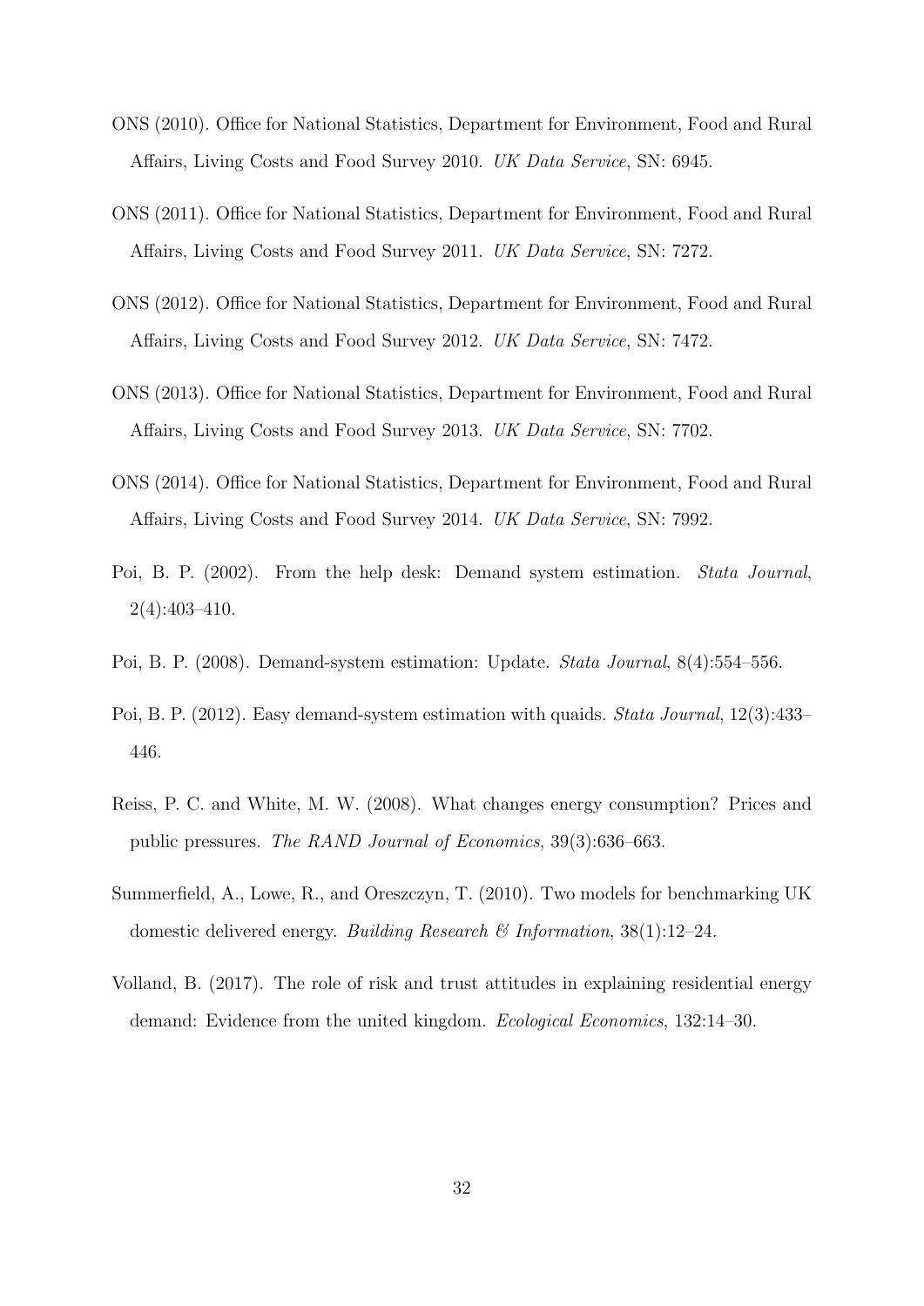ONS (2010). Office for National Statistics, Department for Environment, Food and Rural Affairs, Living Costs and Food Survey 2010. *UK Data Service*, SN: 6945.

ONS (2011). Office for National Statistics, Department for Environment, Food and Rural Affairs, Living Costs and Food Survey 2011. *UK Data Service*, SN: 7272.

ONS (2012). Office for National Statistics, Department for Environment, Food and Rural Affairs, Living Costs and Food Survey 2012. *UK Data Service*, SN: 7472.

ONS (2013). Office for National Statistics, Department for Environment, Food and Rural Affairs, Living Costs and Food Survey 2013. *UK Data Service*, SN: 7702.

ONS (2014). Office for National Statistics, Department for Environment, Food and Rural Affairs, Living Costs and Food Survey 2014. *UK Data Service*, SN: 7992.

Poi, B. P. (2002). From the help desk: Demand system estimation. *Stata Journal*, 2(4):403–410.

Poi, B. P. (2008). Demand-system estimation: Update. *Stata Journal*, 8(4):554–556.

Poi, B. P. (2012). Easy demand-system estimation with quaids. *Stata Journal*, 12(3):433–446.

Reiss, P. C. and White, M. W. (2008). What changes energy consumption? Prices and public pressures. *The RAND Journal of Economics*, 39(3):636–663.

Summerfield, A., Lowe, R., and Oreszczyn, T. (2010). Two models for benchmarking UK domestic delivered energy. *Building Research & Information*, 38(1):12–24.

Volland, B. (2017). The role of risk and trust attitudes in explaining residential energy demand: Evidence from the united kingdom. *Ecological Economics*, 132:14–30.